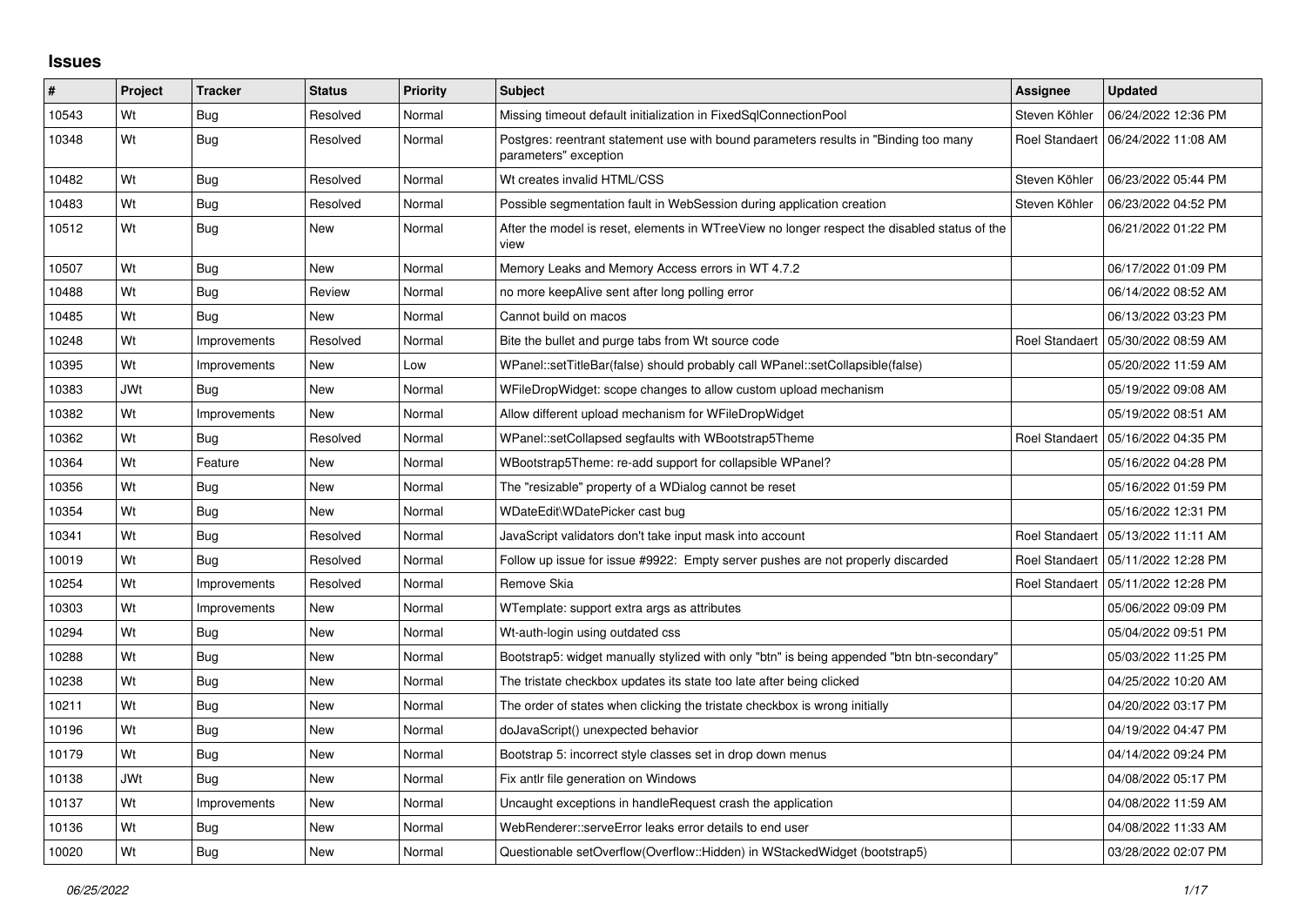# Issues

| # | Project | Tracker | Status | Priority | Subject | Assignee | Updated |
|---|---|---|---|---|---|---|---|
| 10543 | Wt | Bug | Resolved | Normal | Missing timeout default initialization in FixedSqlConnectionPool | Steven Köhler | 06/24/2022 12:36 PM |
| 10348 | Wt | Bug | Resolved | Normal | Postgres: reentrant statement use with bound parameters results in "Binding too many parameters" exception | Roel Standaert | 06/24/2022 11:08 AM |
| 10482 | Wt | Bug | Resolved | Normal | Wt creates invalid HTML/CSS | Steven Köhler | 06/23/2022 05:44 PM |
| 10483 | Wt | Bug | Resolved | Normal | Possible segmentation fault in WebSession during application creation | Steven Köhler | 06/23/2022 04:52 PM |
| 10512 | Wt | Bug | New | Normal | After the model is reset, elements in WTreeView no longer respect the disabled status of the view | | 06/21/2022 01:22 PM |
| 10507 | Wt | Bug | New | Normal | Memory Leaks and Memory Access errors in WT 4.7.2 | | 06/17/2022 01:09 PM |
| 10488 | Wt | Bug | Review | Normal | no more keepAlive sent after long polling error | | 06/14/2022 08:52 AM |
| 10485 | Wt | Bug | New | Normal | Cannot build on macos | | 06/13/2022 03:23 PM |
| 10248 | Wt | Improvements | Resolved | Normal | Bite the bullet and purge tabs from Wt source code | Roel Standaert | 05/30/2022 08:59 AM |
| 10395 | Wt | Improvements | New | Low | WPanel::setTitleBar(false) should probably call WPanel::setCollapsible(false) | | 05/20/2022 11:59 AM |
| 10383 | JWt | Bug | New | Normal | WFileDropWidget: scope changes to allow custom upload mechanism | | 05/19/2022 09:08 AM |
| 10382 | Wt | Improvements | New | Normal | Allow different upload mechanism for WFileDropWidget | | 05/19/2022 08:51 AM |
| 10362 | Wt | Bug | Resolved | Normal | WPanel::setCollapsed segfaults with WBootstrap5Theme | Roel Standaert | 05/16/2022 04:35 PM |
| 10364 | Wt | Feature | New | Normal | WBootstrap5Theme: re-add support for collapsible WPanel? | | 05/16/2022 04:28 PM |
| 10356 | Wt | Bug | New | Normal | The "resizable" property of a WDialog cannot be reset | | 05/16/2022 01:59 PM |
| 10354 | Wt | Bug | New | Normal | WDateEdit\WDatePicker cast bug | | 05/16/2022 12:31 PM |
| 10341 | Wt | Bug | Resolved | Normal | JavaScript validators don't take input mask into account | Roel Standaert | 05/13/2022 11:11 AM |
| 10019 | Wt | Bug | Resolved | Normal | Follow up issue for issue #9922: Empty server pushes are not properly discarded | Roel Standaert | 05/11/2022 12:28 PM |
| 10254 | Wt | Improvements | Resolved | Normal | Remove Skia | Roel Standaert | 05/11/2022 12:28 PM |
| 10303 | Wt | Improvements | New | Normal | WTemplate: support extra args as attributes | | 05/06/2022 09:09 PM |
| 10294 | Wt | Bug | New | Normal | Wt-auth-login using outdated css | | 05/04/2022 09:51 PM |
| 10288 | Wt | Bug | New | Normal | Bootstrap5: widget manually stylized with only "btn" is being appended "btn btn-secondary" | | 05/03/2022 11:25 PM |
| 10238 | Wt | Bug | New | Normal | The tristate checkbox updates its state too late after being clicked | | 04/25/2022 10:20 AM |
| 10211 | Wt | Bug | New | Normal | The order of states when clicking the tristate checkbox is wrong initially | | 04/20/2022 03:17 PM |
| 10196 | Wt | Bug | New | Normal | doJavaScript() unexpected behavior | | 04/19/2022 04:47 PM |
| 10179 | Wt | Bug | New | Normal | Bootstrap 5: incorrect style classes set in drop down menus | | 04/14/2022 09:24 PM |
| 10138 | JWt | Bug | New | Normal | Fix antlr file generation on Windows | | 04/08/2022 05:17 PM |
| 10137 | Wt | Improvements | New | Normal | Uncaught exceptions in handleRequest crash the application | | 04/08/2022 11:59 AM |
| 10136 | Wt | Bug | New | Normal | WebRenderer::serveError leaks error details to end user | | 04/08/2022 11:33 AM |
| 10020 | Wt | Bug | New | Normal | Questionable setOverflow(Overflow::Hidden) in WStackedWidget (bootstrap5) | | 03/28/2022 02:07 PM |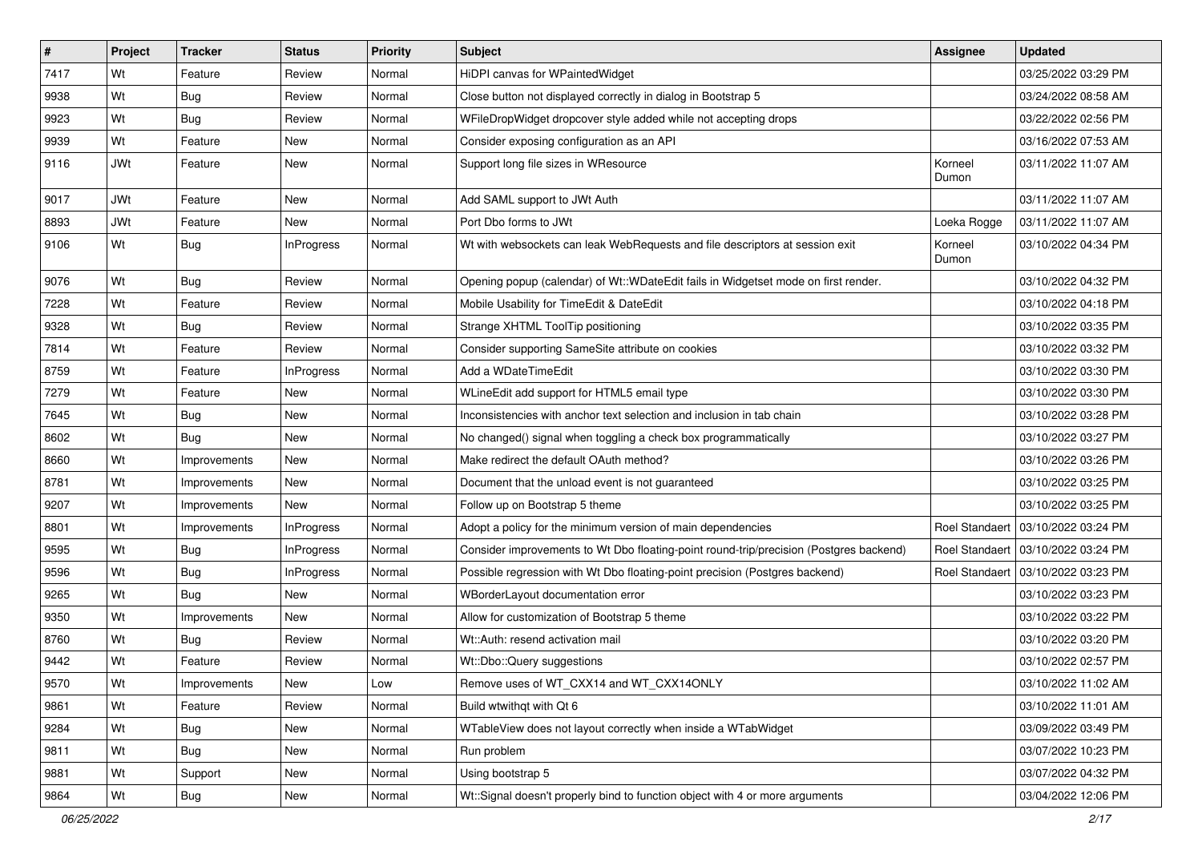| # | Project | Tracker | Status | Priority | Subject | Assignee | Updated |
|---|---|---|---|---|---|---|---|
| 7417 | Wt | Feature | Review | Normal | HiDPI canvas for WPaintedWidget | | 03/25/2022 03:29 PM |
| 9938 | Wt | Bug | Review | Normal | Close button not displayed correctly in dialog in Bootstrap 5 | | 03/24/2022 08:58 AM |
| 9923 | Wt | Bug | Review | Normal | WFileDropWidget dropcover style added while not accepting drops | | 03/22/2022 02:56 PM |
| 9939 | Wt | Feature | New | Normal | Consider exposing configuration as an API | | 03/16/2022 07:53 AM |
| 9116 | JWt | Feature | New | Normal | Support long file sizes in WResource | Korneel Dumon | 03/11/2022 11:07 AM |
| 9017 | JWt | Feature | New | Normal | Add SAML support to JWt Auth | | 03/11/2022 11:07 AM |
| 8893 | JWt | Feature | New | Normal | Port Dbo forms to JWt | Loeka Rogge | 03/11/2022 11:07 AM |
| 9106 | Wt | Bug | InProgress | Normal | Wt with websockets can leak WebRequests and file descriptors at session exit | Korneel Dumon | 03/10/2022 04:34 PM |
| 9076 | Wt | Bug | Review | Normal | Opening popup (calendar) of Wt::WDateEdit fails in Widgetset mode on first render. | | 03/10/2022 04:32 PM |
| 7228 | Wt | Feature | Review | Normal | Mobile Usability for TimeEdit & DateEdit | | 03/10/2022 04:18 PM |
| 9328 | Wt | Bug | Review | Normal | Strange XHTML ToolTip positioning | | 03/10/2022 03:35 PM |
| 7814 | Wt | Feature | Review | Normal | Consider supporting SameSite attribute on cookies | | 03/10/2022 03:32 PM |
| 8759 | Wt | Feature | InProgress | Normal | Add a WDateTimeEdit | | 03/10/2022 03:30 PM |
| 7279 | Wt | Feature | New | Normal | WLineEdit add support for HTML5 email type | | 03/10/2022 03:30 PM |
| 7645 | Wt | Bug | New | Normal | Inconsistencies with anchor text selection and inclusion in tab chain | | 03/10/2022 03:28 PM |
| 8602 | Wt | Bug | New | Normal | No changed() signal when toggling a check box programmatically | | 03/10/2022 03:27 PM |
| 8660 | Wt | Improvements | New | Normal | Make redirect the default OAuth method? | | 03/10/2022 03:26 PM |
| 8781 | Wt | Improvements | New | Normal | Document that the unload event is not guaranteed | | 03/10/2022 03:25 PM |
| 9207 | Wt | Improvements | New | Normal | Follow up on Bootstrap 5 theme | | 03/10/2022 03:25 PM |
| 8801 | Wt | Improvements | InProgress | Normal | Adopt a policy for the minimum version of main dependencies | Roel Standaert | 03/10/2022 03:24 PM |
| 9595 | Wt | Bug | InProgress | Normal | Consider improvements to Wt Dbo floating-point round-trip/precision (Postgres backend) | Roel Standaert | 03/10/2022 03:24 PM |
| 9596 | Wt | Bug | InProgress | Normal | Possible regression with Wt Dbo floating-point precision (Postgres backend) | Roel Standaert | 03/10/2022 03:23 PM |
| 9265 | Wt | Bug | New | Normal | WBorderLayout documentation error | | 03/10/2022 03:23 PM |
| 9350 | Wt | Improvements | New | Normal | Allow for customization of Bootstrap 5 theme | | 03/10/2022 03:22 PM |
| 8760 | Wt | Bug | Review | Normal | Wt::Auth: resend activation mail | | 03/10/2022 03:20 PM |
| 9442 | Wt | Feature | Review | Normal | Wt::Dbo::Query suggestions | | 03/10/2022 02:57 PM |
| 9570 | Wt | Improvements | New | Low | Remove uses of WT_CXX14 and WT_CXX14ONLY | | 03/10/2022 11:02 AM |
| 9861 | Wt | Feature | Review | Normal | Build wtwithqt with Qt 6 | | 03/10/2022 11:01 AM |
| 9284 | Wt | Bug | New | Normal | WTableView does not layout correctly when inside a WTabWidget | | 03/09/2022 03:49 PM |
| 9811 | Wt | Bug | New | Normal | Run problem | | 03/07/2022 10:23 PM |
| 9881 | Wt | Support | New | Normal | Using bootstrap 5 | | 03/07/2022 04:32 PM |
| 9864 | Wt | Bug | New | Normal | Wt::Signal doesn't properly bind to function object with 4 or more arguments | | 03/04/2022 12:06 PM |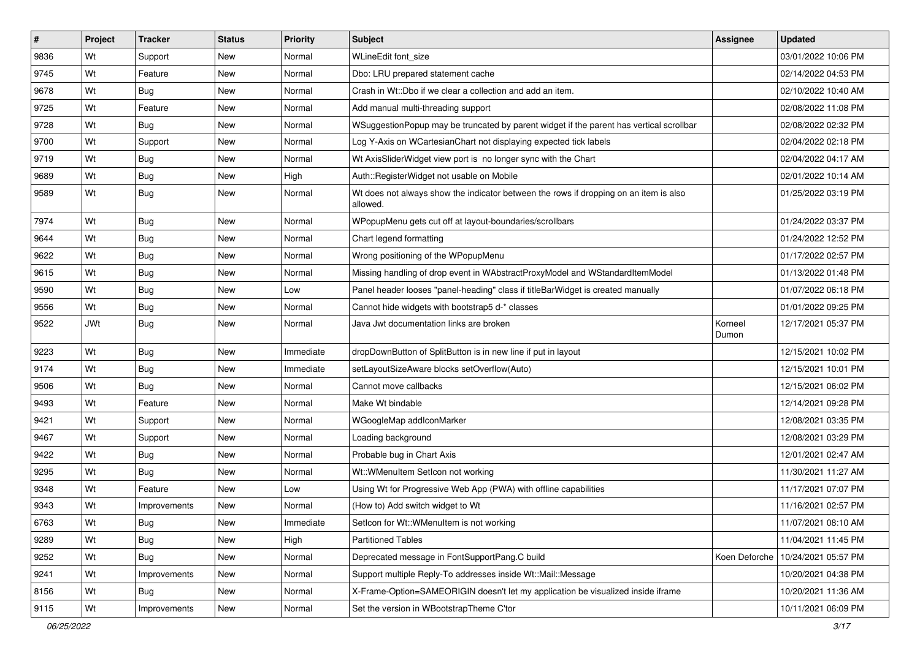| # | Project | Tracker | Status | Priority | Subject | Assignee | Updated |
|---|---|---|---|---|---|---|---|
| 9836 | Wt | Support | New | Normal | WLineEdit font_size | | 03/01/2022 10:06 PM |
| 9745 | Wt | Feature | New | Normal | Dbo: LRU prepared statement cache | | 02/14/2022 04:53 PM |
| 9678 | Wt | Bug | New | Normal | Crash in Wt::Dbo if we clear a collection and add an item. | | 02/10/2022 10:40 AM |
| 9725 | Wt | Feature | New | Normal | Add manual multi-threading support | | 02/08/2022 11:08 PM |
| 9728 | Wt | Bug | New | Normal | WSuggestionPopup may be truncated by parent widget if the parent has vertical scrollbar | | 02/08/2022 02:32 PM |
| 9700 | Wt | Support | New | Normal | Log Y-Axis on WCartesianChart not displaying expected tick labels | | 02/04/2022 02:18 PM |
| 9719 | Wt | Bug | New | Normal | Wt AxisSliderWidget view port is no longer sync with the Chart | | 02/04/2022 04:17 AM |
| 9689 | Wt | Bug | New | High | Auth::RegisterWidget not usable on Mobile | | 02/01/2022 10:14 AM |
| 9589 | Wt | Bug | New | Normal | Wt does not always show the indicator between the rows if dropping on an item is also allowed. | | 01/25/2022 03:19 PM |
| 7974 | Wt | Bug | New | Normal | WPopupMenu gets cut off at layout-boundaries/scrollbars | | 01/24/2022 03:37 PM |
| 9644 | Wt | Bug | New | Normal | Chart legend formatting | | 01/24/2022 12:52 PM |
| 9622 | Wt | Bug | New | Normal | Wrong positioning of the WPopupMenu | | 01/17/2022 02:57 PM |
| 9615 | Wt | Bug | New | Normal | Missing handling of drop event in WAbstractProxyModel and WStandardItemModel | | 01/13/2022 01:48 PM |
| 9590 | Wt | Bug | New | Low | Panel header looses "panel-heading" class if titleBarWidget is created manually | | 01/07/2022 06:18 PM |
| 9556 | Wt | Bug | New | Normal | Cannot hide widgets with bootstrap5 d-* classes | | 01/01/2022 09:25 PM |
| 9522 | JWt | Bug | New | Normal | Java Jwt documentation links are broken | Korneel Dumon | 12/17/2021 05:37 PM |
| 9223 | Wt | Bug | New | Immediate | dropDownButton of SplitButton is in new line if put in layout | | 12/15/2021 10:02 PM |
| 9174 | Wt | Bug | New | Immediate | setLayoutSizeAware blocks setOverflow(Auto) | | 12/15/2021 10:01 PM |
| 9506 | Wt | Bug | New | Normal | Cannot move callbacks | | 12/15/2021 06:02 PM |
| 9493 | Wt | Feature | New | Normal | Make Wt bindable | | 12/14/2021 09:28 PM |
| 9421 | Wt | Support | New | Normal | WGoogleMap addIconMarker | | 12/08/2021 03:35 PM |
| 9467 | Wt | Support | New | Normal | Loading background | | 12/08/2021 03:29 PM |
| 9422 | Wt | Bug | New | Normal | Probable bug in Chart Axis | | 12/01/2021 02:47 AM |
| 9295 | Wt | Bug | New | Normal | Wt::WMenuItem SetIcon not working | | 11/30/2021 11:27 AM |
| 9348 | Wt | Feature | New | Low | Using Wt for Progressive Web App (PWA) with offline capabilities | | 11/17/2021 07:07 PM |
| 9343 | Wt | Improvements | New | Normal | (How to) Add switch widget to Wt | | 11/16/2021 02:57 PM |
| 6763 | Wt | Bug | New | Immediate | SetIcon for Wt::WMenuItem is not working | | 11/07/2021 08:10 AM |
| 9289 | Wt | Bug | New | High | Partitioned Tables | | 11/04/2021 11:45 PM |
| 9252 | Wt | Bug | New | Normal | Deprecated message in FontSupportPang.C build | Koen Deforche | 10/24/2021 05:57 PM |
| 9241 | Wt | Improvements | New | Normal | Support multiple Reply-To addresses inside Wt::Mail::Message | | 10/20/2021 04:38 PM |
| 8156 | Wt | Bug | New | Normal | X-Frame-Option=SAMEORIGIN doesn't let my application be visualized inside iframe | | 10/20/2021 11:36 AM |
| 9115 | Wt | Improvements | New | Normal | Set the version in WBootstrapTheme C'tor | | 10/11/2021 06:09 PM |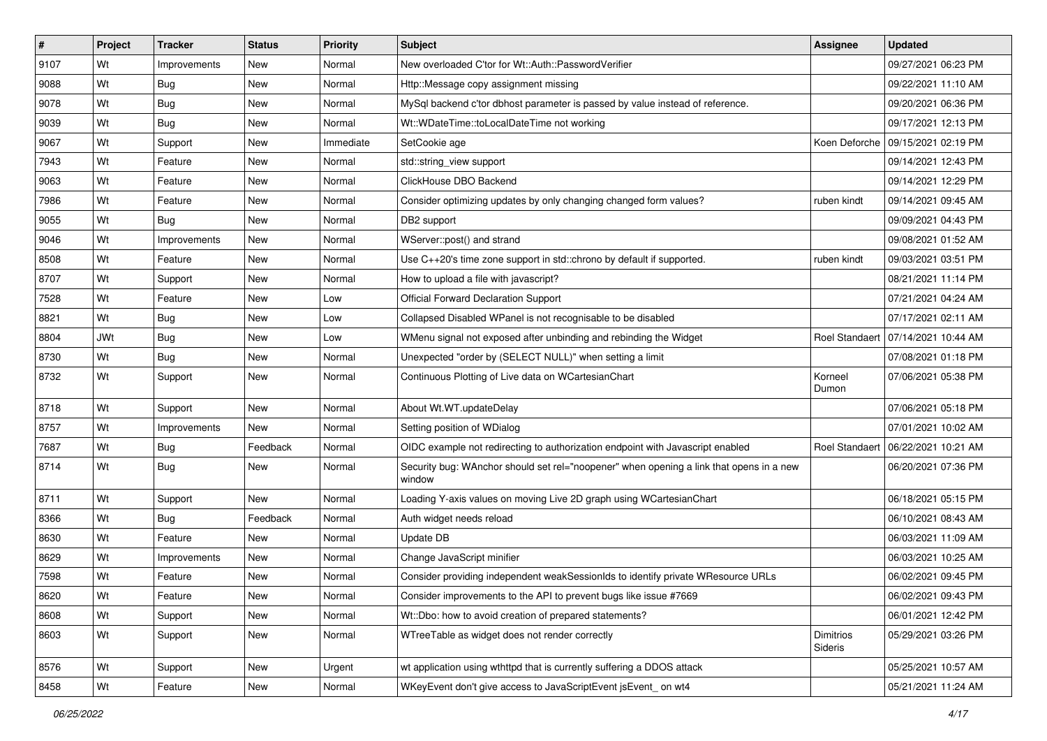| # | Project | Tracker | Status | Priority | Subject | Assignee | Updated |
|---|---|---|---|---|---|---|---|
| 9107 | Wt | Improvements | New | Normal | New overloaded C'tor for Wt::Auth::PasswordVerifier | | 09/27/2021 06:23 PM |
| 9088 | Wt | Bug | New | Normal | Http::Message copy assignment missing | | 09/22/2021 11:10 AM |
| 9078 | Wt | Bug | New | Normal | MySql backend c'tor dbhost parameter is passed by value instead of reference. | | 09/20/2021 06:36 PM |
| 9039 | Wt | Bug | New | Normal | Wt::WDateTime::toLocalDateTime not working | | 09/17/2021 12:13 PM |
| 9067 | Wt | Support | New | Immediate | SetCookie age | Koen Deforche | 09/15/2021 02:19 PM |
| 7943 | Wt | Feature | New | Normal | std::string_view support | | 09/14/2021 12:43 PM |
| 9063 | Wt | Feature | New | Normal | ClickHouse DBO Backend | | 09/14/2021 12:29 PM |
| 7986 | Wt | Feature | New | Normal | Consider optimizing updates by only changing changed form values? | ruben kindt | 09/14/2021 09:45 AM |
| 9055 | Wt | Bug | New | Normal | DB2 support | | 09/09/2021 04:43 PM |
| 9046 | Wt | Improvements | New | Normal | WServer::post() and strand | | 09/08/2021 01:52 AM |
| 8508 | Wt | Feature | New | Normal | Use C++20's time zone support in std::chrono by default if supported. | ruben kindt | 09/03/2021 03:51 PM |
| 8707 | Wt | Support | New | Normal | How to upload a file with javascript? | | 08/21/2021 11:14 PM |
| 7528 | Wt | Feature | New | Low | Official Forward Declaration Support | | 07/21/2021 04:24 AM |
| 8821 | Wt | Bug | New | Low | Collapsed Disabled WPanel is not recognisable to be disabled | | 07/17/2021 02:11 AM |
| 8804 | JWt | Bug | New | Low | WMenu signal not exposed after unbinding and rebinding the Widget | Roel Standaert | 07/14/2021 10:44 AM |
| 8730 | Wt | Bug | New | Normal | Unexpected "order by (SELECT NULL)" when setting a limit | | 07/08/2021 01:18 PM |
| 8732 | Wt | Support | New | Normal | Continuous Plotting of Live data on WCartesianChart | Korneel Dumon | 07/06/2021 05:38 PM |
| 8718 | Wt | Support | New | Normal | About Wt.WT.updateDelay | | 07/06/2021 05:18 PM |
| 8757 | Wt | Improvements | New | Normal | Setting position of WDialog | | 07/01/2021 10:02 AM |
| 7687 | Wt | Bug | Feedback | Normal | OIDC example not redirecting to authorization endpoint with Javascript enabled | Roel Standaert | 06/22/2021 10:21 AM |
| 8714 | Wt | Bug | New | Normal | Security bug: WAnchor should set rel="noopener" when opening a link that opens in a new window | | 06/20/2021 07:36 PM |
| 8711 | Wt | Support | New | Normal | Loading Y-axis values on moving Live 2D graph using WCartesianChart | | 06/18/2021 05:15 PM |
| 8366 | Wt | Bug | Feedback | Normal | Auth widget needs reload | | 06/10/2021 08:43 AM |
| 8630 | Wt | Feature | New | Normal | Update DB | | 06/03/2021 11:09 AM |
| 8629 | Wt | Improvements | New | Normal | Change JavaScript minifier | | 06/03/2021 10:25 AM |
| 7598 | Wt | Feature | New | Normal | Consider providing independent weakSessionIds to identify private WResource URLs | | 06/02/2021 09:45 PM |
| 8620 | Wt | Feature | New | Normal | Consider improvements to the API to prevent bugs like issue #7669 | | 06/02/2021 09:43 PM |
| 8608 | Wt | Support | New | Normal | Wt::Dbo: how to avoid creation of prepared statements? | | 06/01/2021 12:42 PM |
| 8603 | Wt | Support | New | Normal | WTreeTable as widget does not render correctly | Dimitrios Sideris | 05/29/2021 03:26 PM |
| 8576 | Wt | Support | New | Urgent | wt application using wthttpd that is currently suffering a DDOS attack | | 05/25/2021 10:57 AM |
| 8458 | Wt | Feature | New | Normal | WKeyEvent don't give access to JavaScriptEvent jsEvent_ on wt4 | | 05/21/2021 11:24 AM |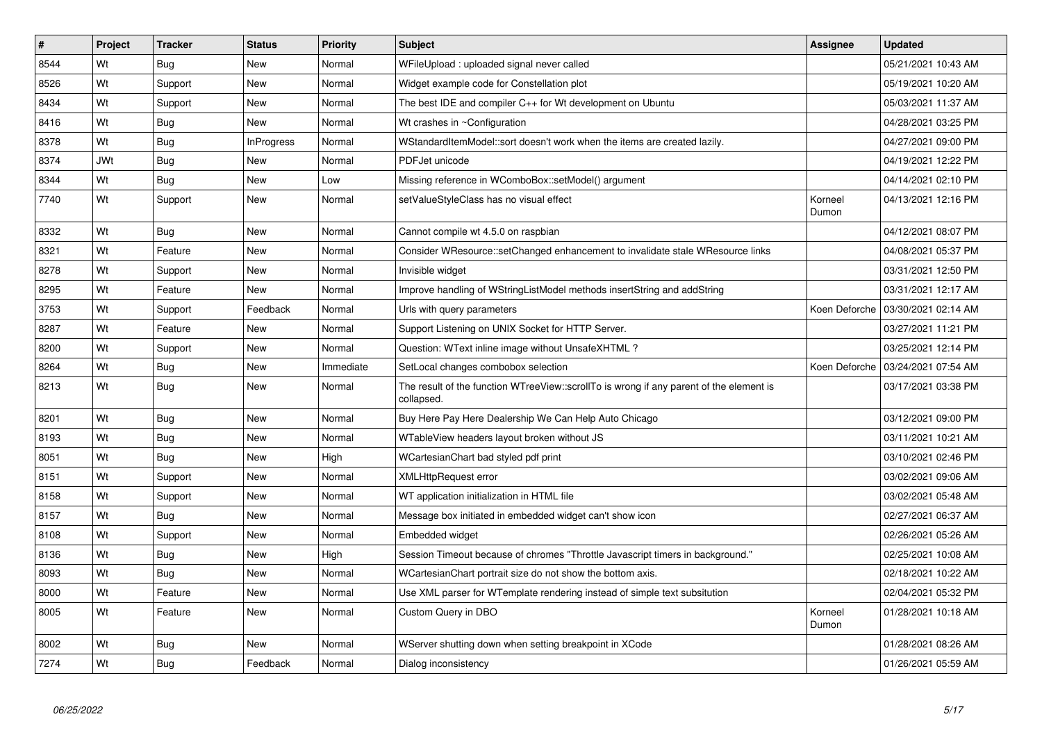| # | Project | Tracker | Status | Priority | Subject | Assignee | Updated |
|---|---|---|---|---|---|---|---|
| 8544 | Wt | Bug | New | Normal | WFileUpload : uploaded signal never called | | 05/21/2021 10:43 AM |
| 8526 | Wt | Support | New | Normal | Widget example code for Constellation plot | | 05/19/2021 10:20 AM |
| 8434 | Wt | Support | New | Normal | The best IDE and compiler C++ for Wt development on Ubuntu | | 05/03/2021 11:37 AM |
| 8416 | Wt | Bug | New | Normal | Wt crashes in ~Configuration | | 04/28/2021 03:25 PM |
| 8378 | Wt | Bug | InProgress | Normal | WStandardItemModel::sort doesn't work when the items are created lazily. | | 04/27/2021 09:00 PM |
| 8374 | JWt | Bug | New | Normal | PDFJet unicode | | 04/19/2021 12:22 PM |
| 8344 | Wt | Bug | New | Low | Missing reference in WComboBox::setModel() argument | | 04/14/2021 02:10 PM |
| 7740 | Wt | Support | New | Normal | setValueStyleClass has no visual effect | Korneel Dumon | 04/13/2021 12:16 PM |
| 8332 | Wt | Bug | New | Normal | Cannot compile wt 4.5.0 on raspbian | | 04/12/2021 08:07 PM |
| 8321 | Wt | Feature | New | Normal | Consider WResource::setChanged enhancement to invalidate stale WResource links | | 04/08/2021 05:37 PM |
| 8278 | Wt | Support | New | Normal | Invisible widget | | 03/31/2021 12:50 PM |
| 8295 | Wt | Feature | New | Normal | Improve handling of WStringListModel methods insertString and addString | | 03/31/2021 12:17 AM |
| 3753 | Wt | Support | Feedback | Normal | Urls with query parameters | Koen Deforche | 03/30/2021 02:14 AM |
| 8287 | Wt | Feature | New | Normal | Support Listening on UNIX Socket for HTTP Server. | | 03/27/2021 11:21 PM |
| 8200 | Wt | Support | New | Normal | Question: WText inline image without UnsafeXHTML ? | | 03/25/2021 12:14 PM |
| 8264 | Wt | Bug | New | Immediate | SetLocal changes combobox selection | Koen Deforche | 03/24/2021 07:54 AM |
| 8213 | Wt | Bug | New | Normal | The result of the function WTreeView::scrollTo is wrong if any parent of the element is collapsed. | | 03/17/2021 03:38 PM |
| 8201 | Wt | Bug | New | Normal | Buy Here Pay Here Dealership We Can Help Auto Chicago | | 03/12/2021 09:00 PM |
| 8193 | Wt | Bug | New | Normal | WTableView headers layout broken without JS | | 03/11/2021 10:21 AM |
| 8051 | Wt | Bug | New | High | WCartesianChart bad styled pdf print | | 03/10/2021 02:46 PM |
| 8151 | Wt | Support | New | Normal | XMLHttpRequest error | | 03/02/2021 09:06 AM |
| 8158 | Wt | Support | New | Normal | WT application initialization in HTML file | | 03/02/2021 05:48 AM |
| 8157 | Wt | Bug | New | Normal | Message box initiated in embedded widget can't show icon | | 02/27/2021 06:37 AM |
| 8108 | Wt | Support | New | Normal | Embedded widget | | 02/26/2021 05:26 AM |
| 8136 | Wt | Bug | New | High | Session Timeout because of chromes "Throttle Javascript timers in background." | | 02/25/2021 10:08 AM |
| 8093 | Wt | Bug | New | Normal | WCartesianChart portrait size do not show the bottom axis. | | 02/18/2021 10:22 AM |
| 8000 | Wt | Feature | New | Normal | Use XML parser for WTemplate rendering instead of simple text subsitution | | 02/04/2021 05:32 PM |
| 8005 | Wt | Feature | New | Normal | Custom Query in DBO | Korneel Dumon | 01/28/2021 10:18 AM |
| 8002 | Wt | Bug | New | Normal | WServer shutting down when setting breakpoint in XCode | | 01/28/2021 08:26 AM |
| 7274 | Wt | Bug | Feedback | Normal | Dialog inconsistency | | 01/26/2021 05:59 AM |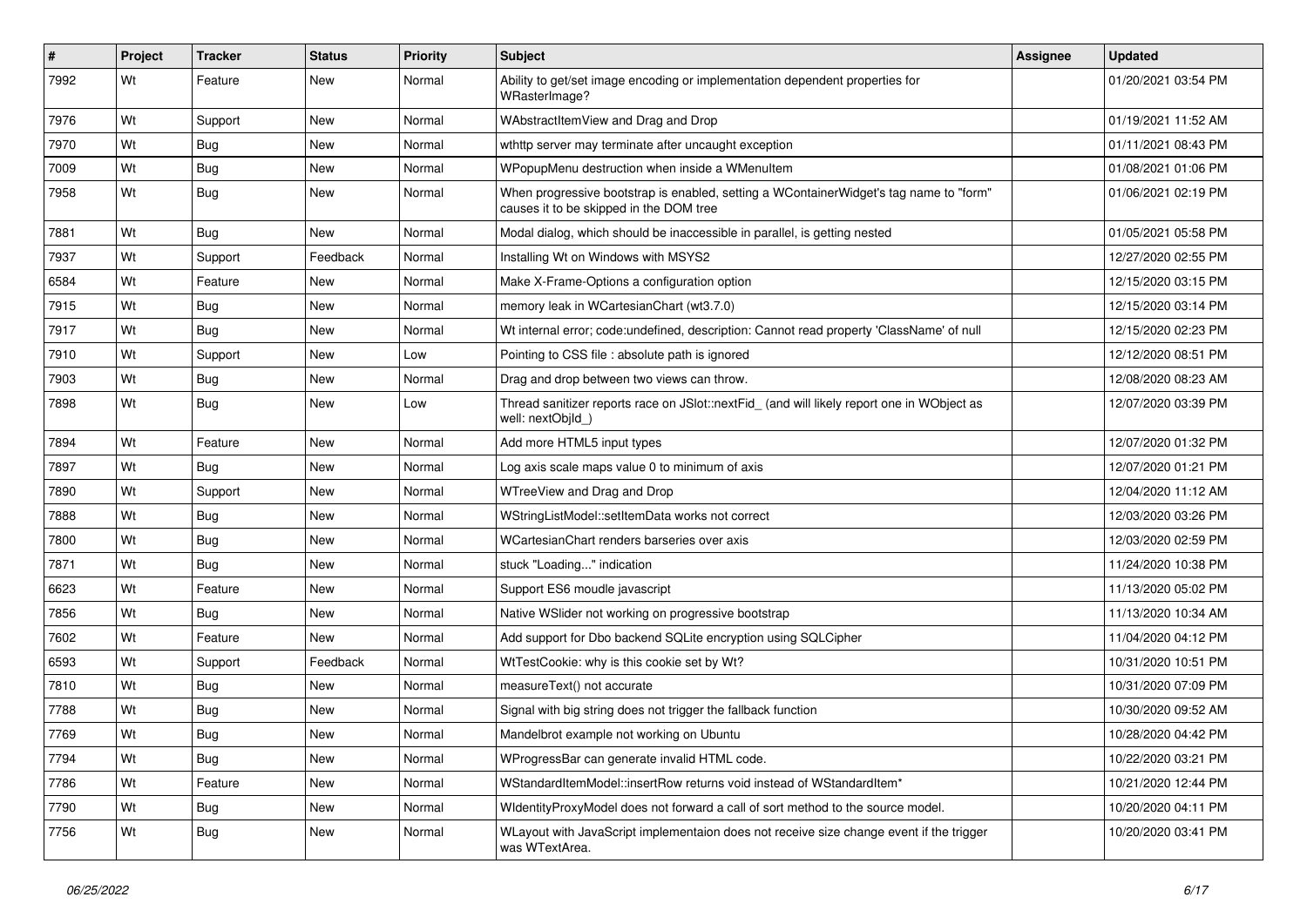| # | Project | Tracker | Status | Priority | Subject | Assignee | Updated |
|---|---|---|---|---|---|---|---|
| 7992 | Wt | Feature | New | Normal | Ability to get/set image encoding or implementation dependent properties for WRasterImage? | | 01/20/2021 03:54 PM |
| 7976 | Wt | Support | New | Normal | WAbstractItemView and Drag and Drop | | 01/19/2021 11:52 AM |
| 7970 | Wt | Bug | New | Normal | wthttp server may terminate after uncaught exception | | 01/11/2021 08:43 PM |
| 7009 | Wt | Bug | New | Normal | WPopupMenu destruction when inside a WMenuItem | | 01/08/2021 01:06 PM |
| 7958 | Wt | Bug | New | Normal | When progressive bootstrap is enabled, setting a WContainerWidget's tag name to "form" causes it to be skipped in the DOM tree | | 01/06/2021 02:19 PM |
| 7881 | Wt | Bug | New | Normal | Modal dialog, which should be inaccessible in parallel, is getting nested | | 01/05/2021 05:58 PM |
| 7937 | Wt | Support | Feedback | Normal | Installing Wt on Windows with MSYS2 | | 12/27/2020 02:55 PM |
| 6584 | Wt | Feature | New | Normal | Make X-Frame-Options a configuration option | | 12/15/2020 03:15 PM |
| 7915 | Wt | Bug | New | Normal | memory leak in WCartesianChart (wt3.7.0) | | 12/15/2020 03:14 PM |
| 7917 | Wt | Bug | New | Normal | Wt internal error; code:undefined, description: Cannot read property 'ClassName' of null | | 12/15/2020 02:23 PM |
| 7910 | Wt | Support | New | Low | Pointing to CSS file : absolute path is ignored | | 12/12/2020 08:51 PM |
| 7903 | Wt | Bug | New | Normal | Drag and drop between two views can throw. | | 12/08/2020 08:23 AM |
| 7898 | Wt | Bug | New | Low | Thread sanitizer reports race on JSlot::nextFid_ (and will likely report one in WObject as well: nextObjId_) | | 12/07/2020 03:39 PM |
| 7894 | Wt | Feature | New | Normal | Add more HTML5 input types | | 12/07/2020 01:32 PM |
| 7897 | Wt | Bug | New | Normal | Log axis scale maps value 0 to minimum of axis | | 12/07/2020 01:21 PM |
| 7890 | Wt | Support | New | Normal | WTreeView and Drag and Drop | | 12/04/2020 11:12 AM |
| 7888 | Wt | Bug | New | Normal | WStringListModel::setItemData works not correct | | 12/03/2020 03:26 PM |
| 7800 | Wt | Bug | New | Normal | WCartesianChart renders barseries over axis | | 12/03/2020 02:59 PM |
| 7871 | Wt | Bug | New | Normal | stuck "Loading..." indication | | 11/24/2020 10:38 PM |
| 6623 | Wt | Feature | New | Normal | Support ES6 moudle javascript | | 11/13/2020 05:02 PM |
| 7856 | Wt | Bug | New | Normal | Native WSlider not working on progressive bootstrap | | 11/13/2020 10:34 AM |
| 7602 | Wt | Feature | New | Normal | Add support for Dbo backend SQLite encryption using SQLCipher | | 11/04/2020 04:12 PM |
| 6593 | Wt | Support | Feedback | Normal | WtTestCookie: why is this cookie set by Wt? | | 10/31/2020 10:51 PM |
| 7810 | Wt | Bug | New | Normal | measureText() not accurate | | 10/31/2020 07:09 PM |
| 7788 | Wt | Bug | New | Normal | Signal with big string does not trigger the fallback function | | 10/30/2020 09:52 AM |
| 7769 | Wt | Bug | New | Normal | Mandelbrot example not working on Ubuntu | | 10/28/2020 04:42 PM |
| 7794 | Wt | Bug | New | Normal | WProgressBar can generate invalid HTML code. | | 10/22/2020 03:21 PM |
| 7786 | Wt | Feature | New | Normal | WStandardItemModel::insertRow returns void instead of WStandardItem* | | 10/21/2020 12:44 PM |
| 7790 | Wt | Bug | New | Normal | WIdentityProxyModel does not forward a call of sort method to the source model. | | 10/20/2020 04:11 PM |
| 7756 | Wt | Bug | New | Normal | WLayout with JavaScript implementaion does not receive size change event if the trigger was WTextArea. | | 10/20/2020 03:41 PM |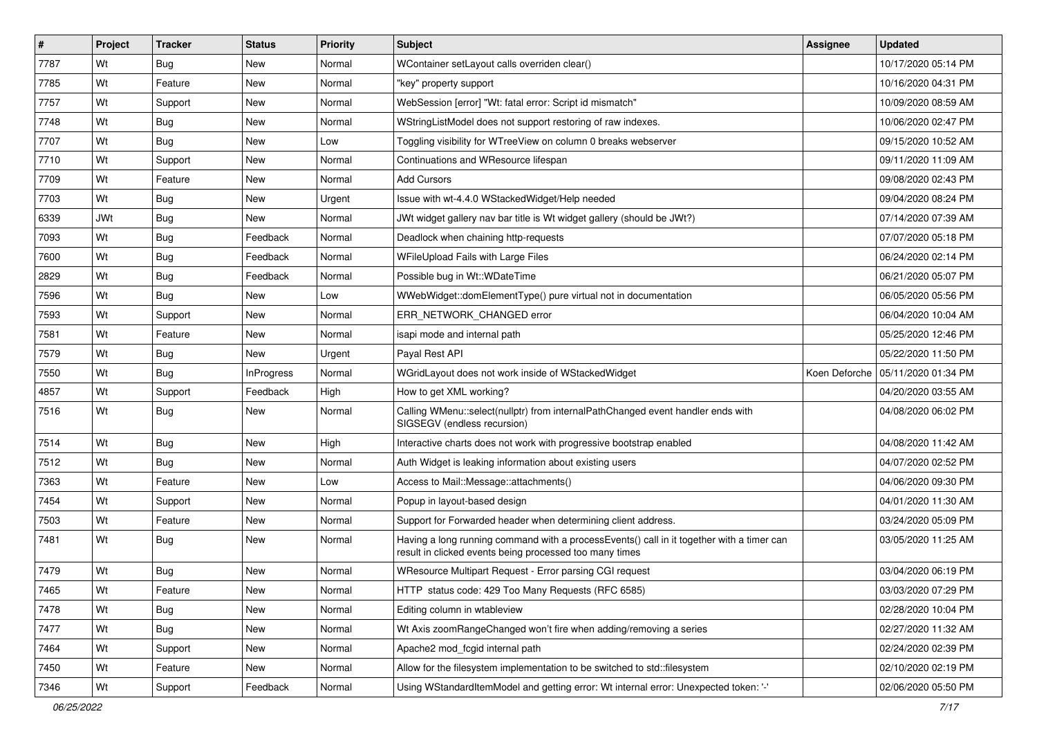| # | Project | Tracker | Status | Priority | Subject | Assignee | Updated |
|---|---|---|---|---|---|---|---|
| 7787 | Wt | Bug | New | Normal | WContainer setLayout calls overriden clear() | | 10/17/2020 05:14 PM |
| 7785 | Wt | Feature | New | Normal | "key" property support | | 10/16/2020 04:31 PM |
| 7757 | Wt | Support | New | Normal | WebSession [error] "Wt: fatal error: Script id mismatch" | | 10/09/2020 08:59 AM |
| 7748 | Wt | Bug | New | Normal | WStringListModel does not support restoring of raw indexes. | | 10/06/2020 02:47 PM |
| 7707 | Wt | Bug | New | Low | Toggling visibility for WTreeView on column 0 breaks webserver | | 09/15/2020 10:52 AM |
| 7710 | Wt | Support | New | Normal | Continuations and WResource lifespan | | 09/11/2020 11:09 AM |
| 7709 | Wt | Feature | New | Normal | Add Cursors | | 09/08/2020 02:43 PM |
| 7703 | Wt | Bug | New | Urgent | Issue with wt-4.4.0 WStackedWidget/Help needed | | 09/04/2020 08:24 PM |
| 6339 | JWt | Bug | New | Normal | JWt widget gallery nav bar title is Wt widget gallery (should be JWt?) | | 07/14/2020 07:39 AM |
| 7093 | Wt | Bug | Feedback | Normal | Deadlock when chaining http-requests | | 07/07/2020 05:18 PM |
| 7600 | Wt | Bug | Feedback | Normal | WFileUpload Fails with Large Files | | 06/24/2020 02:14 PM |
| 2829 | Wt | Bug | Feedback | Normal | Possible bug in Wt::WDateTime | | 06/21/2020 05:07 PM |
| 7596 | Wt | Bug | New | Low | WWebWidget::domElementType() pure virtual not in documentation | | 06/05/2020 05:56 PM |
| 7593 | Wt | Support | New | Normal | ERR_NETWORK_CHANGED error | | 06/04/2020 10:04 AM |
| 7581 | Wt | Feature | New | Normal | isapi mode and internal path | | 05/25/2020 12:46 PM |
| 7579 | Wt | Bug | New | Urgent | Payal Rest API | | 05/22/2020 11:50 PM |
| 7550 | Wt | Bug | InProgress | Normal | WGridLayout does not work inside of WStackedWidget | Koen Deforche | 05/11/2020 01:34 PM |
| 4857 | Wt | Support | Feedback | High | How to get XML working? | | 04/20/2020 03:55 AM |
| 7516 | Wt | Bug | New | Normal | Calling WMenu::select(nullptr) from internalPathChanged event handler ends with SIGSEGV (endless recursion) | | 04/08/2020 06:02 PM |
| 7514 | Wt | Bug | New | High | Interactive charts does not work with progressive bootstrap enabled | | 04/08/2020 11:42 AM |
| 7512 | Wt | Bug | New | Normal | Auth Widget is leaking information about existing users | | 04/07/2020 02:52 PM |
| 7363 | Wt | Feature | New | Low | Access to Mail::Message::attachments() | | 04/06/2020 09:30 PM |
| 7454 | Wt | Support | New | Normal | Popup in layout-based design | | 04/01/2020 11:30 AM |
| 7503 | Wt | Feature | New | Normal | Support for Forwarded header when determining client address. | | 03/24/2020 05:09 PM |
| 7481 | Wt | Bug | New | Normal | Having a long running command with a processEvents() call in it together with a timer can result in clicked events being processed too many times | | 03/05/2020 11:25 AM |
| 7479 | Wt | Bug | New | Normal | WResource Multipart Request - Error parsing CGI request | | 03/04/2020 06:19 PM |
| 7465 | Wt | Feature | New | Normal | HTTP status code: 429 Too Many Requests (RFC 6585) | | 03/03/2020 07:29 PM |
| 7478 | Wt | Bug | New | Normal | Editing column in wtableview | | 02/28/2020 10:04 PM |
| 7477 | Wt | Bug | New | Normal | Wt Axis zoomRangeChanged won't fire when adding/removing a series | | 02/27/2020 11:32 AM |
| 7464 | Wt | Support | New | Normal | Apache2 mod_fcgid internal path | | 02/24/2020 02:39 PM |
| 7450 | Wt | Feature | New | Normal | Allow for the filesystem implementation to be switched to std::filesystem | | 02/10/2020 02:19 PM |
| 7346 | Wt | Support | Feedback | Normal | Using WStandardItemModel and getting error: Wt internal error: Unexpected token: '-' | | 02/06/2020 05:50 PM |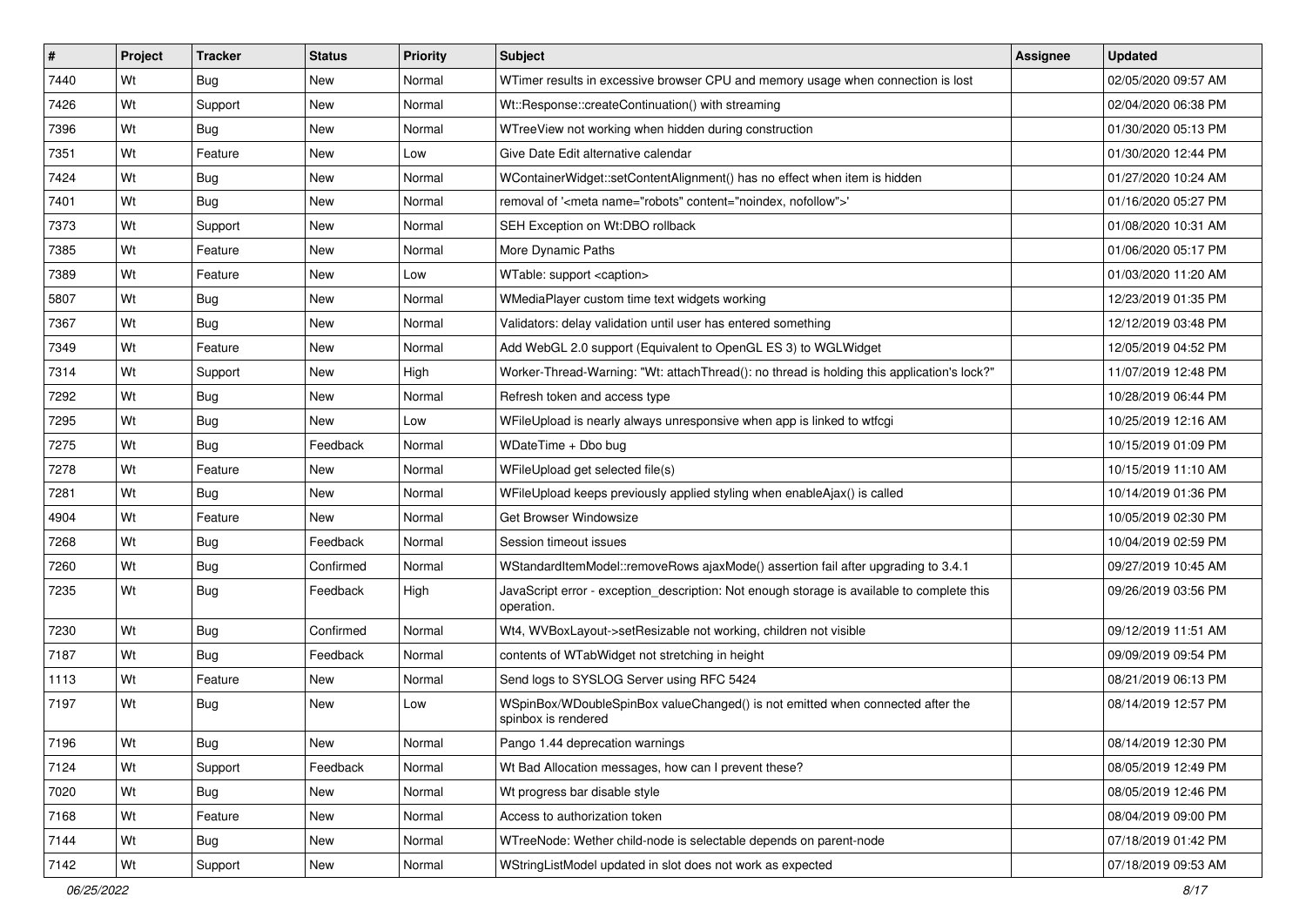| # | Project | Tracker | Status | Priority | Subject | Assignee | Updated |
|---|---|---|---|---|---|---|---|
| 7440 | Wt | Bug | New | Normal | WTimer results in excessive browser CPU and memory usage when connection is lost | | 02/05/2020 09:57 AM |
| 7426 | Wt | Support | New | Normal | Wt::Response::createContinuation() with streaming | | 02/04/2020 06:38 PM |
| 7396 | Wt | Bug | New | Normal | WTreeView not working when hidden during construction | | 01/30/2020 05:13 PM |
| 7351 | Wt | Feature | New | Low | Give Date Edit alternative calendar | | 01/30/2020 12:44 PM |
| 7424 | Wt | Bug | New | Normal | WContainerWidget::setContentAlignment() has no effect when item is hidden | | 01/27/2020 10:24 AM |
| 7401 | Wt | Bug | New | Normal | removal of '<meta name="robots" content="noindex, nofollow">' | | 01/16/2020 05:27 PM |
| 7373 | Wt | Support | New | Normal | SEH Exception on Wt:DBO rollback | | 01/08/2020 10:31 AM |
| 7385 | Wt | Feature | New | Normal | More Dynamic Paths | | 01/06/2020 05:17 PM |
| 7389 | Wt | Feature | New | Low | WTable: support <caption> | | 01/03/2020 11:20 AM |
| 5807 | Wt | Bug | New | Normal | WMediaPlayer custom time text widgets working | | 12/23/2019 01:35 PM |
| 7367 | Wt | Bug | New | Normal | Validators: delay validation until user has entered something | | 12/12/2019 03:48 PM |
| 7349 | Wt | Feature | New | Normal | Add WebGL 2.0 support (Equivalent to OpenGL ES 3) to WGLWidget | | 12/05/2019 04:52 PM |
| 7314 | Wt | Support | New | High | Worker-Thread-Warning: "Wt: attachThread(): no thread is holding this application's lock?" | | 11/07/2019 12:48 PM |
| 7292 | Wt | Bug | New | Normal | Refresh token and access type | | 10/28/2019 06:44 PM |
| 7295 | Wt | Bug | New | Low | WFileUpload is nearly always unresponsive when app is linked to wtfcgi | | 10/25/2019 12:16 AM |
| 7275 | Wt | Bug | Feedback | Normal | WDateTime + Dbo bug | | 10/15/2019 01:09 PM |
| 7278 | Wt | Feature | New | Normal | WFileUpload get selected file(s) | | 10/15/2019 11:10 AM |
| 7281 | Wt | Bug | New | Normal | WFileUpload keeps previously applied styling when enableAjax() is called | | 10/14/2019 01:36 PM |
| 4904 | Wt | Feature | New | Normal | Get Browser Windowsize | | 10/05/2019 02:30 PM |
| 7268 | Wt | Bug | Feedback | Normal | Session timeout issues | | 10/04/2019 02:59 PM |
| 7260 | Wt | Bug | Confirmed | Normal | WStandardItemModel::removeRows ajaxMode() assertion fail after upgrading to 3.4.1 | | 09/27/2019 10:45 AM |
| 7235 | Wt | Bug | Feedback | High | JavaScript error - exception_description: Not enough storage is available to complete this operation. | | 09/26/2019 03:56 PM |
| 7230 | Wt | Bug | Confirmed | Normal | Wt4, WVBoxLayout->setResizable not working, children not visible | | 09/12/2019 11:51 AM |
| 7187 | Wt | Bug | Feedback | Normal | contents of WTabWidget not stretching in height | | 09/09/2019 09:54 PM |
| 1113 | Wt | Feature | New | Normal | Send logs to SYSLOG Server using RFC 5424 | | 08/21/2019 06:13 PM |
| 7197 | Wt | Bug | New | Low | WSpinBox/WDoubleSpinBox valueChanged() is not emitted when connected after the spinbox is rendered | | 08/14/2019 12:57 PM |
| 7196 | Wt | Bug | New | Normal | Pango 1.44 deprecation warnings | | 08/14/2019 12:30 PM |
| 7124 | Wt | Support | Feedback | Normal | Wt Bad Allocation messages, how can I prevent these? | | 08/05/2019 12:49 PM |
| 7020 | Wt | Bug | New | Normal | Wt progress bar disable style | | 08/05/2019 12:46 PM |
| 7168 | Wt | Feature | New | Normal | Access to authorization token | | 08/04/2019 09:00 PM |
| 7144 | Wt | Bug | New | Normal | WTreeNode: Wether child-node is selectable depends on parent-node | | 07/18/2019 01:42 PM |
| 7142 | Wt | Support | New | Normal | WStringListModel updated in slot does not work as expected | | 07/18/2019 09:53 AM |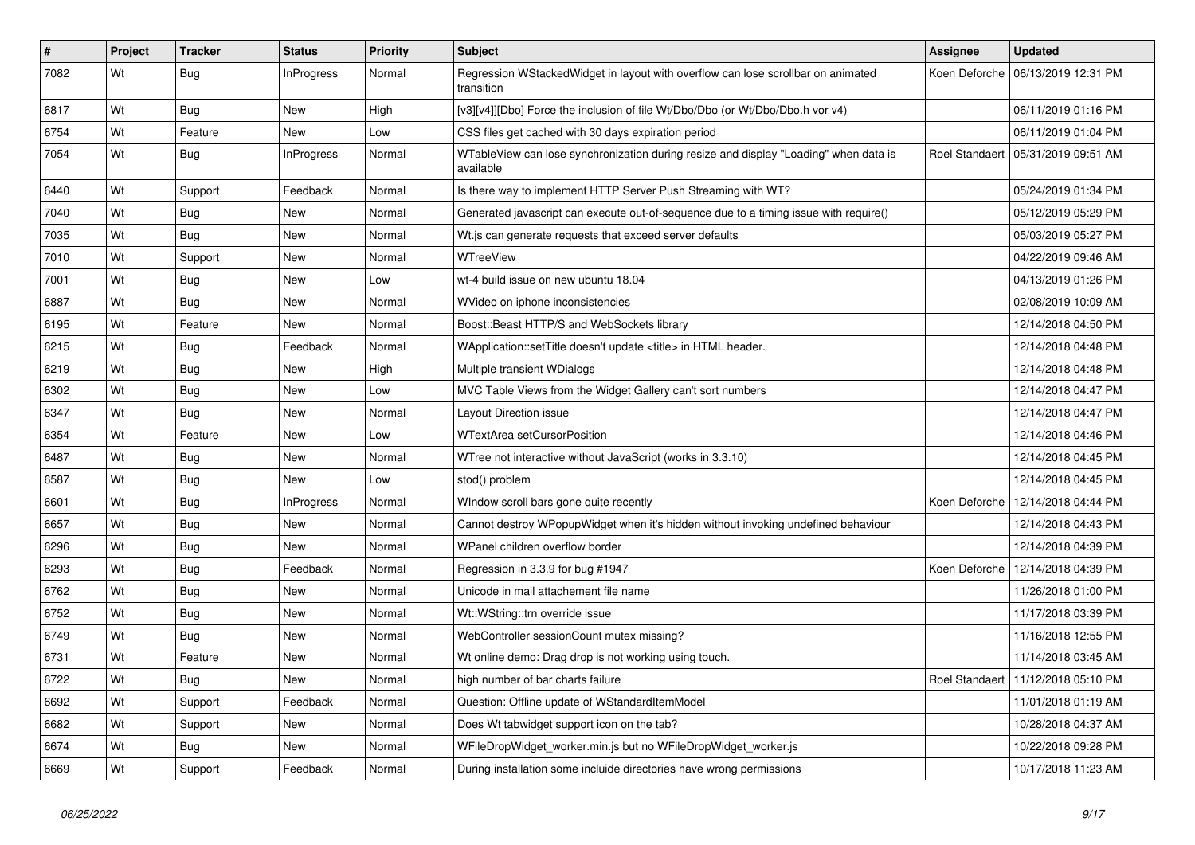| # | Project | Tracker | Status | Priority | Subject | Assignee | Updated |
|---|---|---|---|---|---|---|---|
| 7082 | Wt | Bug | InProgress | Normal | Regression WStackedWidget in layout with overflow can lose scrollbar on animated transition | Koen Deforche | 06/13/2019 12:31 PM |
| 6817 | Wt | Bug | New | High | [v3][v4]][Dbo] Force the inclusion of file Wt/Dbo/Dbo (or Wt/Dbo/Dbo.h vor v4) | | 06/11/2019 01:16 PM |
| 6754 | Wt | Feature | New | Low | CSS files get cached with 30 days expiration period | | 06/11/2019 01:04 PM |
| 7054 | Wt | Bug | InProgress | Normal | WTableView can lose synchronization during resize and display "Loading" when data is available | Roel Standaert | 05/31/2019 09:51 AM |
| 6440 | Wt | Support | Feedback | Normal | Is there way to implement HTTP Server Push Streaming with WT? | | 05/24/2019 01:34 PM |
| 7040 | Wt | Bug | New | Normal | Generated javascript can execute out-of-sequence due to a timing issue with require() | | 05/12/2019 05:29 PM |
| 7035 | Wt | Bug | New | Normal | Wt.js can generate requests that exceed server defaults | | 05/03/2019 05:27 PM |
| 7010 | Wt | Support | New | Normal | WTreeView | | 04/22/2019 09:46 AM |
| 7001 | Wt | Bug | New | Low | wt-4 build issue on new ubuntu 18.04 | | 04/13/2019 01:26 PM |
| 6887 | Wt | Bug | New | Normal | WVideo on iphone inconsistencies | | 02/08/2019 10:09 AM |
| 6195 | Wt | Feature | New | Normal | Boost::Beast HTTP/S and WebSockets library | | 12/14/2018 04:50 PM |
| 6215 | Wt | Bug | Feedback | Normal | WApplication::setTitle doesn't update <title> in HTML header. | | 12/14/2018 04:48 PM |
| 6219 | Wt | Bug | New | High | Multiple transient WDialogs | | 12/14/2018 04:48 PM |
| 6302 | Wt | Bug | New | Low | MVC Table Views from the Widget Gallery can't sort numbers | | 12/14/2018 04:47 PM |
| 6347 | Wt | Bug | New | Normal | Layout Direction issue | | 12/14/2018 04:47 PM |
| 6354 | Wt | Feature | New | Low | WTextArea setCursorPosition | | 12/14/2018 04:46 PM |
| 6487 | Wt | Bug | New | Normal | WTree not interactive without JavaScript (works in 3.3.10) | | 12/14/2018 04:45 PM |
| 6587 | Wt | Bug | New | Low | stod() problem | | 12/14/2018 04:45 PM |
| 6601 | Wt | Bug | InProgress | Normal | WIndow scroll bars gone quite recently | Koen Deforche | 12/14/2018 04:44 PM |
| 6657 | Wt | Bug | New | Normal | Cannot destroy WPopupWidget when it's hidden without invoking undefined behaviour | | 12/14/2018 04:43 PM |
| 6296 | Wt | Bug | New | Normal | WPanel children overflow border | | 12/14/2018 04:39 PM |
| 6293 | Wt | Bug | Feedback | Normal | Regression in 3.3.9 for bug #1947 | Koen Deforche | 12/14/2018 04:39 PM |
| 6762 | Wt | Bug | New | Normal | Unicode in mail attachement file name | | 11/26/2018 01:00 PM |
| 6752 | Wt | Bug | New | Normal | Wt::WString::trn override issue | | 11/17/2018 03:39 PM |
| 6749 | Wt | Bug | New | Normal | WebController sessionCount mutex missing? | | 11/16/2018 12:55 PM |
| 6731 | Wt | Feature | New | Normal | Wt online demo: Drag drop is not working using touch. | | 11/14/2018 03:45 AM |
| 6722 | Wt | Bug | New | Normal | high number of bar charts failure | Roel Standaert | 11/12/2018 05:10 PM |
| 6692 | Wt | Support | Feedback | Normal | Question: Offline update of WStandardItemModel | | 11/01/2018 01:19 AM |
| 6682 | Wt | Support | New | Normal | Does Wt tabwidget support icon on the tab? | | 10/28/2018 04:37 AM |
| 6674 | Wt | Bug | New | Normal | WFileDropWidget_worker.min.js but no WFileDropWidget_worker.js | | 10/22/2018 09:28 PM |
| 6669 | Wt | Support | Feedback | Normal | During installation some incluide directories have wrong permissions | | 10/17/2018 11:23 AM |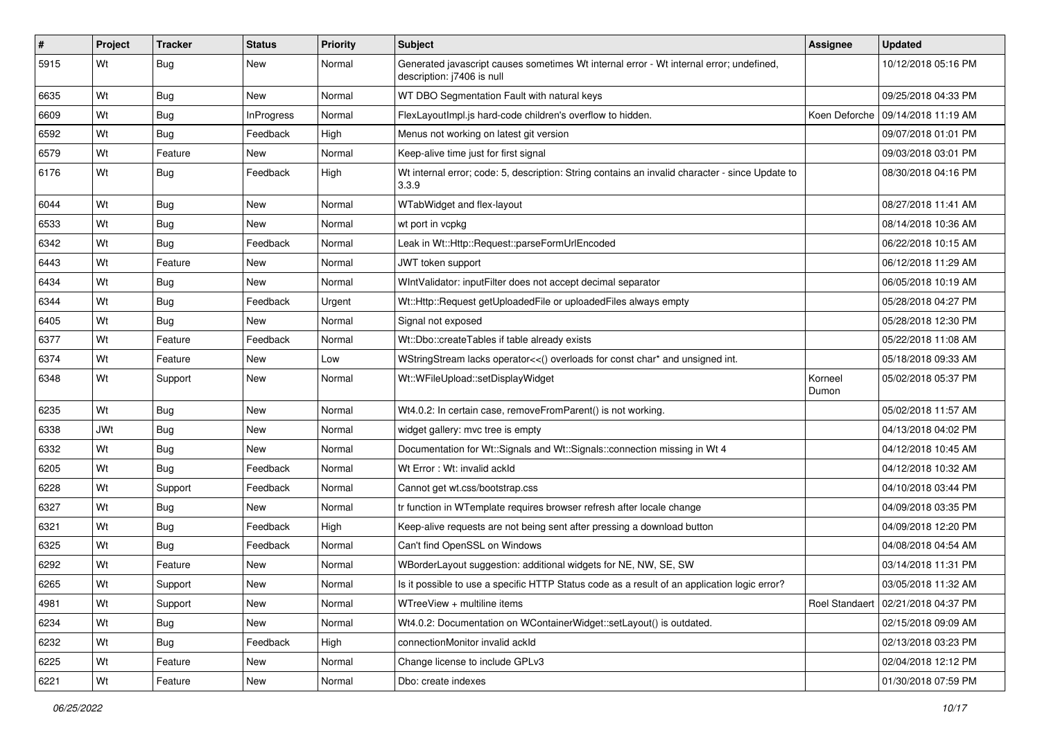| # | Project | Tracker | Status | Priority | Subject | Assignee | Updated |
|---|---|---|---|---|---|---|---|
| 5915 | Wt | Bug | New | Normal | Generated javascript causes sometimes Wt internal error - Wt internal error; undefined, description: j7406 is null | | 10/12/2018 05:16 PM |
| 6635 | Wt | Bug | New | Normal | WT DBO Segmentation Fault with natural keys | | 09/25/2018 04:33 PM |
| 6609 | Wt | Bug | InProgress | Normal | FlexLayoutImpl.js hard-code children's overflow to hidden. | Koen Deforche | 09/14/2018 11:19 AM |
| 6592 | Wt | Bug | Feedback | High | Menus not working on latest git version | | 09/07/2018 01:01 PM |
| 6579 | Wt | Feature | New | Normal | Keep-alive time just for first signal | | 09/03/2018 03:01 PM |
| 6176 | Wt | Bug | Feedback | High | Wt internal error; code: 5, description: String contains an invalid character - since Update to 3.3.9 | | 08/30/2018 04:16 PM |
| 6044 | Wt | Bug | New | Normal | WTabWidget and flex-layout | | 08/27/2018 11:41 AM |
| 6533 | Wt | Bug | New | Normal | wt port in vcpkg | | 08/14/2018 10:36 AM |
| 6342 | Wt | Bug | Feedback | Normal | Leak in Wt::Http::Request::parseFormUrlEncoded | | 06/22/2018 10:15 AM |
| 6443 | Wt | Feature | New | Normal | JWT token support | | 06/12/2018 11:29 AM |
| 6434 | Wt | Bug | New | Normal | WIntValidator: inputFilter does not accept decimal separator | | 06/05/2018 10:19 AM |
| 6344 | Wt | Bug | Feedback | Urgent | Wt::Http::Request getUploadedFile or uploadedFiles always empty | | 05/28/2018 04:27 PM |
| 6405 | Wt | Bug | New | Normal | Signal not exposed | | 05/28/2018 12:30 PM |
| 6377 | Wt | Feature | Feedback | Normal | Wt::Dbo::createTables if table already exists | | 05/22/2018 11:08 AM |
| 6374 | Wt | Feature | New | Low | WStringStream lacks operator<<() overloads for const char* and unsigned int. | | 05/18/2018 09:33 AM |
| 6348 | Wt | Support | New | Normal | Wt::WFileUpload::setDisplayWidget | Korneel Dumon | 05/02/2018 05:37 PM |
| 6235 | Wt | Bug | New | Normal | Wt4.0.2: In certain case, removeFromParent() is not working. | | 05/02/2018 11:57 AM |
| 6338 | JWt | Bug | New | Normal | widget gallery: mvc tree is empty | | 04/13/2018 04:02 PM |
| 6332 | Wt | Bug | New | Normal | Documentation for Wt::Signals and Wt::Signals::connection missing in Wt 4 | | 04/12/2018 10:45 AM |
| 6205 | Wt | Bug | Feedback | Normal | Wt Error : Wt: invalid ackId | | 04/12/2018 10:32 AM |
| 6228 | Wt | Support | Feedback | Normal | Cannot get wt.css/bootstrap.css | | 04/10/2018 03:44 PM |
| 6327 | Wt | Bug | New | Normal | tr function in WTemplate requires browser refresh after locale change | | 04/09/2018 03:35 PM |
| 6321 | Wt | Bug | Feedback | High | Keep-alive requests are not being sent after pressing a download button | | 04/09/2018 12:20 PM |
| 6325 | Wt | Bug | Feedback | Normal | Can't find OpenSSL on Windows | | 04/08/2018 04:54 AM |
| 6292 | Wt | Feature | New | Normal | WBorderLayout suggestion: additional widgets for NE, NW, SE, SW | | 03/14/2018 11:31 PM |
| 6265 | Wt | Support | New | Normal | Is it possible to use a specific HTTP Status code as a result of an application logic error? | | 03/05/2018 11:32 AM |
| 4981 | Wt | Support | New | Normal | WTreeView + multiline items | Roel Standaert | 02/21/2018 04:37 PM |
| 6234 | Wt | Bug | New | Normal | Wt4.0.2: Documentation on WContainerWidget::setLayout() is outdated. | | 02/15/2018 09:09 AM |
| 6232 | Wt | Bug | Feedback | High | connectionMonitor invalid ackId | | 02/13/2018 03:23 PM |
| 6225 | Wt | Feature | New | Normal | Change license to include GPLv3 | | 02/04/2018 12:12 PM |
| 6221 | Wt | Feature | New | Normal | Dbo: create indexes | | 01/30/2018 07:59 PM |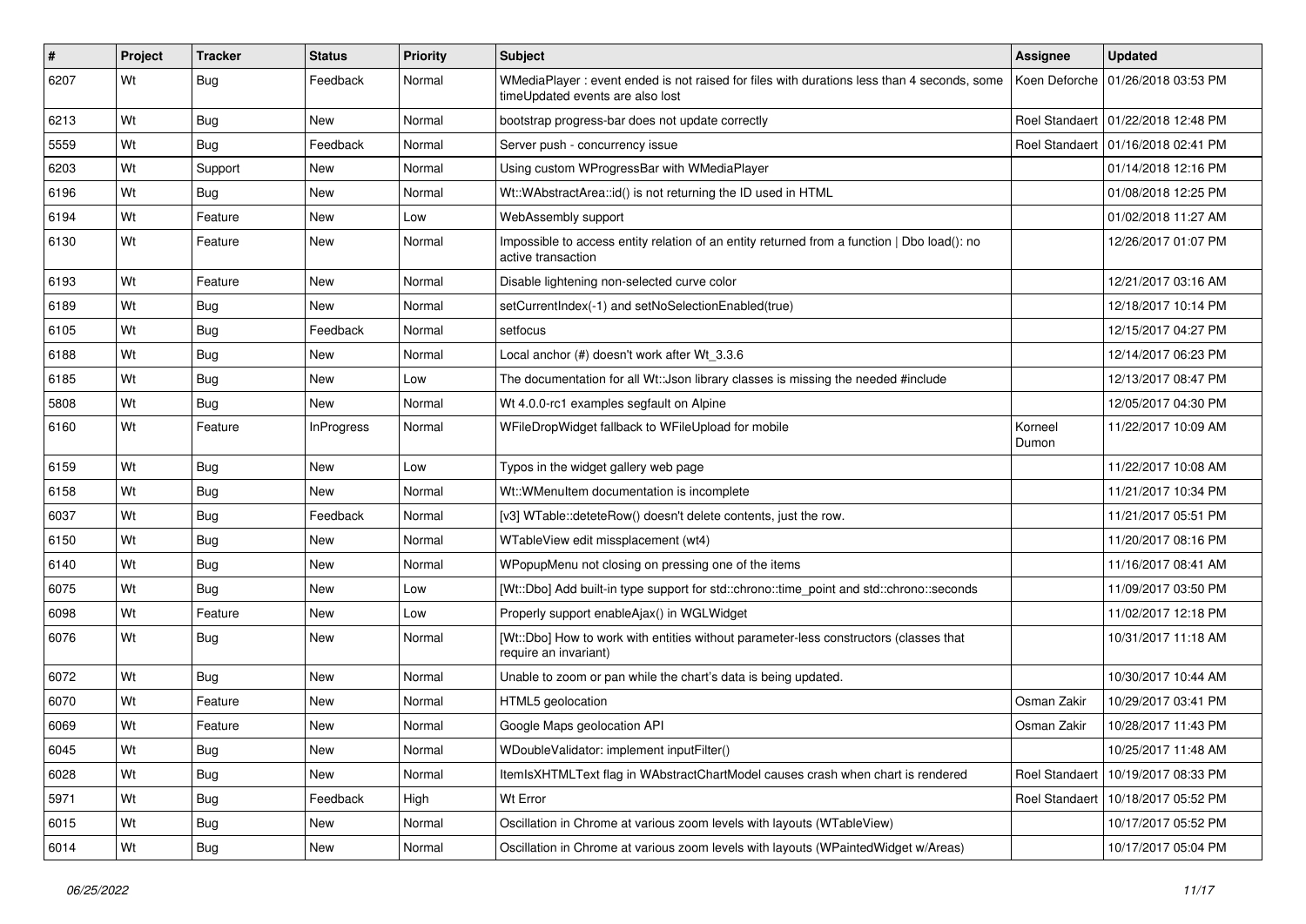| # | Project | Tracker | Status | Priority | Subject | Assignee | Updated |
|---|---|---|---|---|---|---|---|
| 6207 | Wt | Bug | Feedback | Normal | WMediaPlayer : event ended is not raised for files with durations less than 4 seconds, some timeUpdated events are also lost | Koen Deforche | 01/26/2018 03:53 PM |
| 6213 | Wt | Bug | New | Normal | bootstrap progress-bar does not update correctly | Roel Standaert | 01/22/2018 12:48 PM |
| 5559 | Wt | Bug | Feedback | Normal | Server push - concurrency issue | Roel Standaert | 01/16/2018 02:41 PM |
| 6203 | Wt | Support | New | Normal | Using custom WProgressBar with WMediaPlayer | | 01/14/2018 12:16 PM |
| 6196 | Wt | Bug | New | Normal | Wt::WAbstractArea::id() is not returning the ID used in HTML | | 01/08/2018 12:25 PM |
| 6194 | Wt | Feature | New | Low | WebAssembly support | | 01/02/2018 11:27 AM |
| 6130 | Wt | Feature | New | Normal | Impossible to access entity relation of an entity returned from a function \| Dbo load(): no active transaction | | 12/26/2017 01:07 PM |
| 6193 | Wt | Feature | New | Normal | Disable lightening non-selected curve color | | 12/21/2017 03:16 AM |
| 6189 | Wt | Bug | New | Normal | setCurrentIndex(-1) and setNoSelectionEnabled(true) | | 12/18/2017 10:14 PM |
| 6105 | Wt | Bug | Feedback | Normal | setfocus | | 12/15/2017 04:27 PM |
| 6188 | Wt | Bug | New | Normal | Local anchor (#) doesn't work after Wt_3.3.6 | | 12/14/2017 06:23 PM |
| 6185 | Wt | Bug | New | Low | The documentation for all Wt::Json library classes is missing the needed #include | | 12/13/2017 08:47 PM |
| 5808 | Wt | Bug | New | Normal | Wt 4.0.0-rc1 examples segfault on Alpine | | 12/05/2017 04:30 PM |
| 6160 | Wt | Feature | InProgress | Normal | WFileDropWidget fallback to WFileUpload for mobile | Korneel Dumon | 11/22/2017 10:09 AM |
| 6159 | Wt | Bug | New | Low | Typos in the widget gallery web page | | 11/22/2017 10:08 AM |
| 6158 | Wt | Bug | New | Normal | Wt::WMenuItem documentation is incomplete | | 11/21/2017 10:34 PM |
| 6037 | Wt | Bug | Feedback | Normal | [v3] WTable::deteteRow() doesn't delete contents, just the row. | | 11/21/2017 05:51 PM |
| 6150 | Wt | Bug | New | Normal | WTableView edit missplacement (wt4) | | 11/20/2017 08:16 PM |
| 6140 | Wt | Bug | New | Normal | WPopupMenu not closing on pressing one of the items | | 11/16/2017 08:41 AM |
| 6075 | Wt | Bug | New | Low | [Wt::Dbo] Add built-in type support for std::chrono::time_point and std::chrono::seconds | | 11/09/2017 03:50 PM |
| 6098 | Wt | Feature | New | Low | Properly support enableAjax() in WGLWidget | | 11/02/2017 12:18 PM |
| 6076 | Wt | Bug | New | Normal | [Wt::Dbo] How to work with entities without parameter-less constructors (classes that require an invariant) | | 10/31/2017 11:18 AM |
| 6072 | Wt | Bug | New | Normal | Unable to zoom or pan while the chart's data is being updated. | | 10/30/2017 10:44 AM |
| 6070 | Wt | Feature | New | Normal | HTML5 geolocation | Osman Zakir | 10/29/2017 03:41 PM |
| 6069 | Wt | Feature | New | Normal | Google Maps geolocation API | Osman Zakir | 10/28/2017 11:43 PM |
| 6045 | Wt | Bug | New | Normal | WDoubleValidator: implement inputFilter() | | 10/25/2017 11:48 AM |
| 6028 | Wt | Bug | New | Normal | ItemIsXHTMLText flag in WAbstractChartModel causes crash when chart is rendered | Roel Standaert | 10/19/2017 08:33 PM |
| 5971 | Wt | Bug | Feedback | High | Wt Error | Roel Standaert | 10/18/2017 05:52 PM |
| 6015 | Wt | Bug | New | Normal | Oscillation in Chrome at various zoom levels with layouts (WTableView) | | 10/17/2017 05:52 PM |
| 6014 | Wt | Bug | New | Normal | Oscillation in Chrome at various zoom levels with layouts (WPaintedWidget w/Areas) | | 10/17/2017 05:04 PM |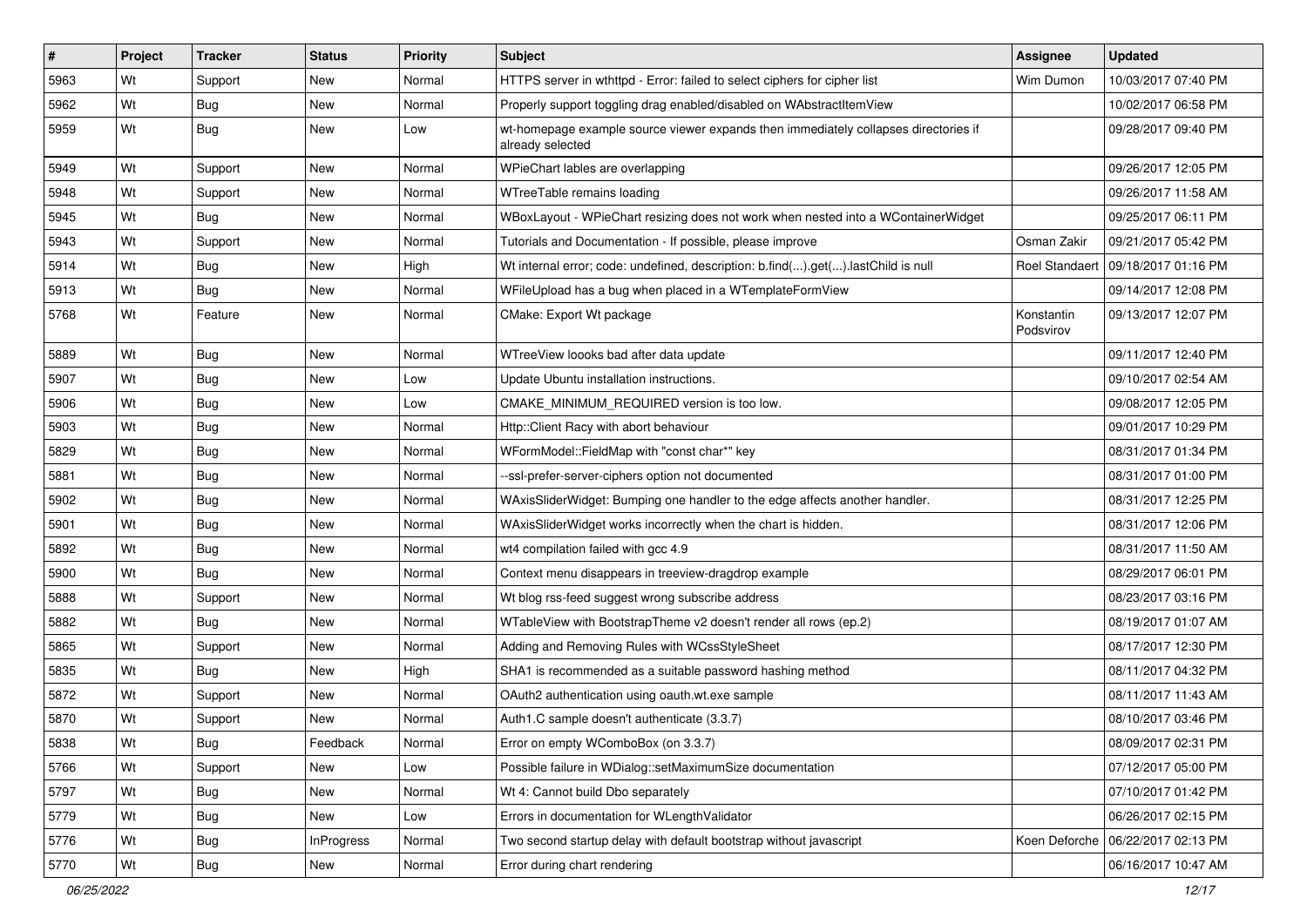| # | Project | Tracker | Status | Priority | Subject | Assignee | Updated |
|---|---|---|---|---|---|---|---|
| 5963 | Wt | Support | New | Normal | HTTPS server in wthttpd - Error: failed to select ciphers for cipher list | Wim Dumon | 10/03/2017 07:40 PM |
| 5962 | Wt | Bug | New | Normal | Properly support toggling drag enabled/disabled on WAbstractItemView | | 10/02/2017 06:58 PM |
| 5959 | Wt | Bug | New | Low | wt-homepage example source viewer expands then immediately collapses directories if already selected | | 09/28/2017 09:40 PM |
| 5949 | Wt | Support | New | Normal | WPieChart lables are overlapping | | 09/26/2017 12:05 PM |
| 5948 | Wt | Support | New | Normal | WTreeTable remains loading | | 09/26/2017 11:58 AM |
| 5945 | Wt | Bug | New | Normal | WBoxLayout - WPieChart resizing does not work when nested into a WContainerWidget | | 09/25/2017 06:11 PM |
| 5943 | Wt | Support | New | Normal | Tutorials and Documentation - If possible, please improve | Osman Zakir | 09/21/2017 05:42 PM |
| 5914 | Wt | Bug | New | High | Wt internal error; code: undefined, description: b.find(...).get(...).lastChild is null | Roel Standaert | 09/18/2017 01:16 PM |
| 5913 | Wt | Bug | New | Normal | WFileUpload has a bug when placed in a WTemplateFormView | | 09/14/2017 12:08 PM |
| 5768 | Wt | Feature | New | Normal | CMake: Export Wt package | Konstantin Podsvirov | 09/13/2017 12:07 PM |
| 5889 | Wt | Bug | New | Normal | WTreeView loooks bad after data update | | 09/11/2017 12:40 PM |
| 5907 | Wt | Bug | New | Low | Update Ubuntu installation instructions. | | 09/10/2017 02:54 AM |
| 5906 | Wt | Bug | New | Low | CMAKE_MINIMUM_REQUIRED version is too low. | | 09/08/2017 12:05 PM |
| 5903 | Wt | Bug | New | Normal | Http::Client Racy with abort behaviour | | 09/01/2017 10:29 PM |
| 5829 | Wt | Bug | New | Normal | WFormModel::FieldMap with "const char*" key | | 08/31/2017 01:34 PM |
| 5881 | Wt | Bug | New | Normal | --ssl-prefer-server-ciphers option not documented | | 08/31/2017 01:00 PM |
| 5902 | Wt | Bug | New | Normal | WAxisSliderWidget: Bumping one handler to the edge affects another handler. | | 08/31/2017 12:25 PM |
| 5901 | Wt | Bug | New | Normal | WAxisSliderWidget works incorrectly when the chart is hidden. | | 08/31/2017 12:06 PM |
| 5892 | Wt | Bug | New | Normal | wt4 compilation failed with gcc 4.9 | | 08/31/2017 11:50 AM |
| 5900 | Wt | Bug | New | Normal | Context menu disappears in treeview-dragdrop example | | 08/29/2017 06:01 PM |
| 5888 | Wt | Support | New | Normal | Wt blog rss-feed suggest wrong subscribe address | | 08/23/2017 03:16 PM |
| 5882 | Wt | Bug | New | Normal | WTableView with BootstrapTheme v2 doesn't render all rows (ep.2) | | 08/19/2017 01:07 AM |
| 5865 | Wt | Support | New | Normal | Adding and Removing Rules with WCssStyleSheet | | 08/17/2017 12:30 PM |
| 5835 | Wt | Bug | New | High | SHA1 is recommended as a suitable password hashing method | | 08/11/2017 04:32 PM |
| 5872 | Wt | Support | New | Normal | OAuth2 authentication using oauth.wt.exe sample | | 08/11/2017 11:43 AM |
| 5870 | Wt | Support | New | Normal | Auth1.C sample doesn't authenticate (3.3.7) | | 08/10/2017 03:46 PM |
| 5838 | Wt | Bug | Feedback | Normal | Error on empty WComboBox (on 3.3.7) | | 08/09/2017 02:31 PM |
| 5766 | Wt | Support | New | Low | Possible failure in WDialog::setMaximumSize documentation | | 07/12/2017 05:00 PM |
| 5797 | Wt | Bug | New | Normal | Wt 4: Cannot build Dbo separately | | 07/10/2017 01:42 PM |
| 5779 | Wt | Bug | New | Low | Errors in documentation for WLengthValidator | | 06/26/2017 02:15 PM |
| 5776 | Wt | Bug | InProgress | Normal | Two second startup delay with default bootstrap without javascript | Koen Deforche | 06/22/2017 02:13 PM |
| 5770 | Wt | Bug | New | Normal | Error during chart rendering | | 06/16/2017 10:47 AM |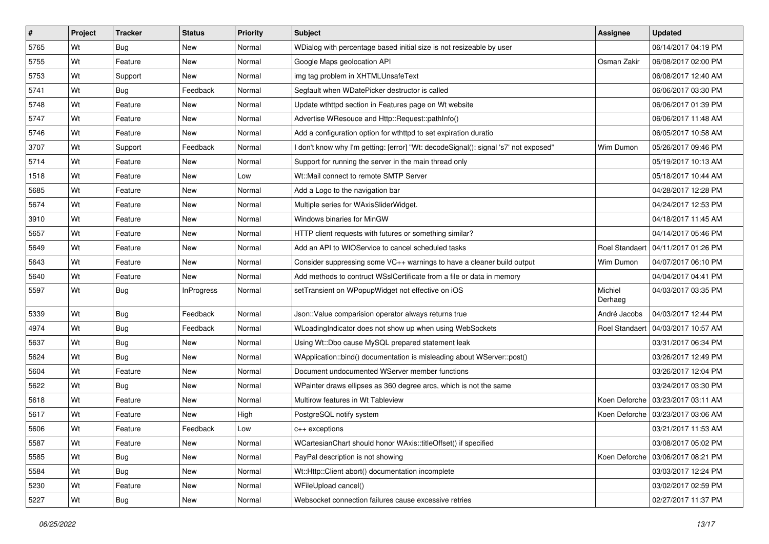| # | Project | Tracker | Status | Priority | Subject | Assignee | Updated |
|---|---|---|---|---|---|---|---|
| 5765 | Wt | Bug | New | Normal | WDialog with percentage based initial size is not resizeable by user | | 06/14/2017 04:19 PM |
| 5755 | Wt | Feature | New | Normal | Google Maps geolocation API | Osman Zakir | 06/08/2017 02:00 PM |
| 5753 | Wt | Support | New | Normal | img tag problem in XHTMLUnsafeText | | 06/08/2017 12:40 AM |
| 5741 | Wt | Bug | Feedback | Normal | Segfault when WDatePicker destructor is called | | 06/06/2017 03:30 PM |
| 5748 | Wt | Feature | New | Normal | Update wthttpd section in Features page on Wt website | | 06/06/2017 01:39 PM |
| 5747 | Wt | Feature | New | Normal | Advertise WResouce and Http::Request::pathInfo() | | 06/06/2017 11:48 AM |
| 5746 | Wt | Feature | New | Normal | Add a configuration option for wthttpd to set expiration duratio | | 06/05/2017 10:58 AM |
| 3707 | Wt | Support | Feedback | Normal | I don't know why I'm getting: [error] "Wt: decodeSignal(): signal 's7' not exposed" | Wim Dumon | 05/26/2017 09:46 PM |
| 5714 | Wt | Feature | New | Normal | Support for running the server in the main thread only | | 05/19/2017 10:13 AM |
| 1518 | Wt | Feature | New | Low | Wt::Mail connect to remote SMTP Server | | 05/18/2017 10:44 AM |
| 5685 | Wt | Feature | New | Normal | Add a Logo to the navigation bar | | 04/28/2017 12:28 PM |
| 5674 | Wt | Feature | New | Normal | Multiple series for WAxisSliderWidget. | | 04/24/2017 12:53 PM |
| 3910 | Wt | Feature | New | Normal | Windows binaries for MinGW | | 04/18/2017 11:45 AM |
| 5657 | Wt | Feature | New | Normal | HTTP client requests with futures or something similar? | | 04/14/2017 05:46 PM |
| 5649 | Wt | Feature | New | Normal | Add an API to WIOService to cancel scheduled tasks | Roel Standaert | 04/11/2017 01:26 PM |
| 5643 | Wt | Feature | New | Normal | Consider suppressing some VC++ warnings to have a cleaner build output | Wim Dumon | 04/07/2017 06:10 PM |
| 5640 | Wt | Feature | New | Normal | Add methods to contruct WSslCertificate from a file or data in memory | | 04/04/2017 04:41 PM |
| 5597 | Wt | Bug | InProgress | Normal | setTransient on WPopupWidget not effective on iOS | Michiel Derhaeg | 04/03/2017 03:35 PM |
| 5339 | Wt | Bug | Feedback | Normal | Json::Value comparision operator always returns true | André Jacobs | 04/03/2017 12:44 PM |
| 4974 | Wt | Bug | Feedback | Normal | WLoadingIndicator does not show up when using WebSockets | Roel Standaert | 04/03/2017 10:57 AM |
| 5637 | Wt | Bug | New | Normal | Using Wt::Dbo cause MySQL prepared statement leak | | 03/31/2017 06:34 PM |
| 5624 | Wt | Bug | New | Normal | WApplication::bind() documentation is misleading about WServer::post() | | 03/26/2017 12:49 PM |
| 5604 | Wt | Feature | New | Normal | Document undocumented WServer member functions | | 03/26/2017 12:04 PM |
| 5622 | Wt | Bug | New | Normal | WPainter draws ellipses as 360 degree arcs, which is not the same | | 03/24/2017 03:30 PM |
| 5618 | Wt | Feature | New | Normal | Multirow features in Wt Tableview | Koen Deforche | 03/23/2017 03:11 AM |
| 5617 | Wt | Feature | New | High | PostgreSQL notify system | Koen Deforche | 03/23/2017 03:06 AM |
| 5606 | Wt | Feature | Feedback | Low | c++ exceptions | | 03/21/2017 11:53 AM |
| 5587 | Wt | Feature | New | Normal | WCartesianChart should honor WAxis::titleOffset() if specified | | 03/08/2017 05:02 PM |
| 5585 | Wt | Bug | New | Normal | PayPal description is not showing | Koen Deforche | 03/06/2017 08:21 PM |
| 5584 | Wt | Bug | New | Normal | Wt::Http::Client abort() documentation incomplete | | 03/03/2017 12:24 PM |
| 5230 | Wt | Feature | New | Normal | WFileUpload cancel() | | 03/02/2017 02:59 PM |
| 5227 | Wt | Bug | New | Normal | Websocket connection failures cause excessive retries | | 02/27/2017 11:37 PM |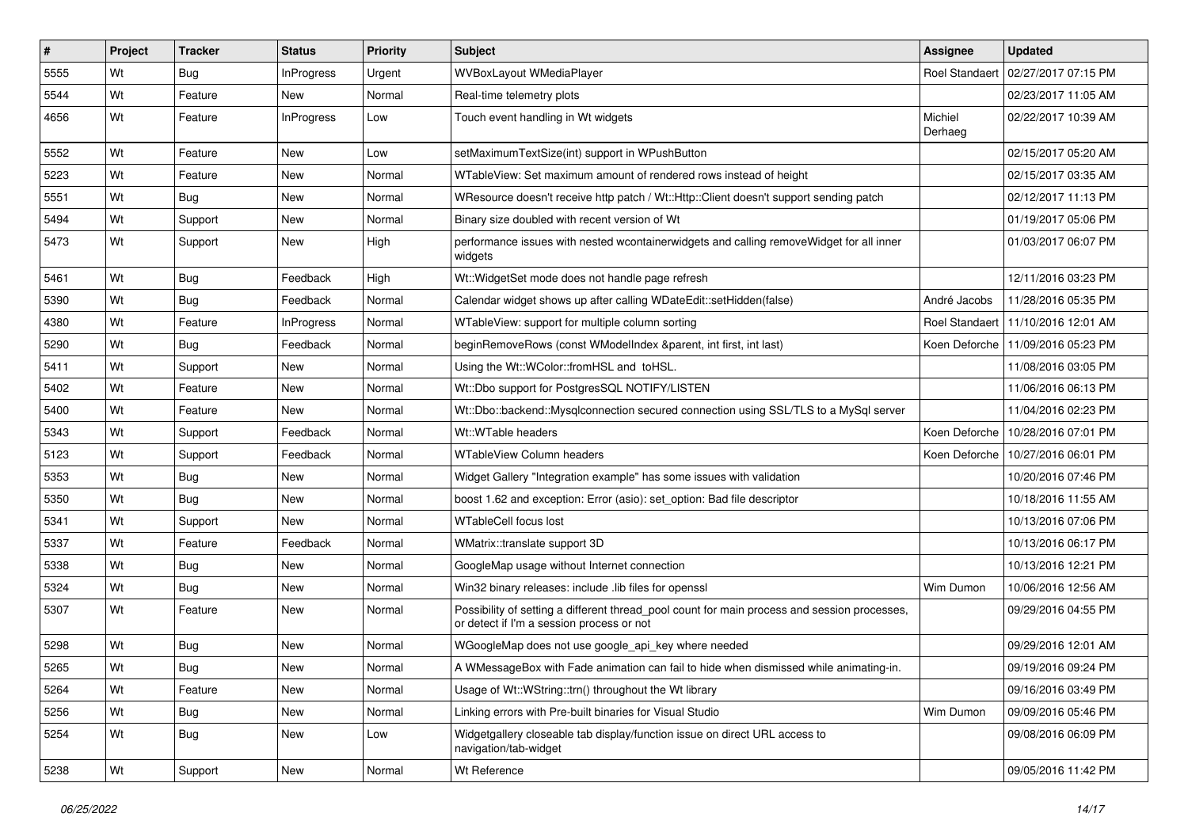| # | Project | Tracker | Status | Priority | Subject | Assignee | Updated |
|---|---|---|---|---|---|---|---|
| 5555 | Wt | Bug | InProgress | Urgent | WVBoxLayout WMediaPlayer | Roel Standaert | 02/27/2017 07:15 PM |
| 5544 | Wt | Feature | New | Normal | Real-time telemetry plots | | 02/23/2017 11:05 AM |
| 4656 | Wt | Feature | InProgress | Low | Touch event handling in Wt widgets | Michiel Derhaeg | 02/22/2017 10:39 AM |
| 5552 | Wt | Feature | New | Low | setMaximumTextSize(int) support in WPushButton | | 02/15/2017 05:20 AM |
| 5223 | Wt | Feature | New | Normal | WTableView: Set maximum amount of rendered rows instead of height | | 02/15/2017 03:35 AM |
| 5551 | Wt | Bug | New | Normal | WResource doesn't receive http patch / Wt::Http::Client doesn't support sending patch | | 02/12/2017 11:13 PM |
| 5494 | Wt | Support | New | Normal | Binary size doubled with recent version of Wt | | 01/19/2017 05:06 PM |
| 5473 | Wt | Support | New | High | performance issues with nested wcontainerwidgets and calling removeWidget for all inner widgets | | 01/03/2017 06:07 PM |
| 5461 | Wt | Bug | Feedback | High | Wt::WidgetSet mode does not handle page refresh | | 12/11/2016 03:23 PM |
| 5390 | Wt | Bug | Feedback | Normal | Calendar widget shows up after calling WDateEdit::setHidden(false) | André Jacobs | 11/28/2016 05:35 PM |
| 4380 | Wt | Feature | InProgress | Normal | WTableView: support for multiple column sorting | Roel Standaert | 11/10/2016 12:01 AM |
| 5290 | Wt | Bug | Feedback | Normal | beginRemoveRows (const WModelIndex &parent, int first, int last) | Koen Deforche | 11/09/2016 05:23 PM |
| 5411 | Wt | Support | New | Normal | Using the Wt::WColor::fromHSL and toHSL. | | 11/08/2016 03:05 PM |
| 5402 | Wt | Feature | New | Normal | Wt::Dbo support for PostgresSQL NOTIFY/LISTEN | | 11/06/2016 06:13 PM |
| 5400 | Wt | Feature | New | Normal | Wt::Dbo::backend::Mysqlconnection secured connection using SSL/TLS to a MySql server | | 11/04/2016 02:23 PM |
| 5343 | Wt | Support | Feedback | Normal | Wt::WTable headers | Koen Deforche | 10/28/2016 07:01 PM |
| 5123 | Wt | Support | Feedback | Normal | WTableView Column headers | Koen Deforche | 10/27/2016 06:01 PM |
| 5353 | Wt | Bug | New | Normal | Widget Gallery "Integration example" has some issues with validation | | 10/20/2016 07:46 PM |
| 5350 | Wt | Bug | New | Normal | boost 1.62 and exception: Error (asio): set_option: Bad file descriptor | | 10/18/2016 11:55 AM |
| 5341 | Wt | Support | New | Normal | WTableCell focus lost | | 10/13/2016 07:06 PM |
| 5337 | Wt | Feature | Feedback | Normal | WMatrix::translate support 3D | | 10/13/2016 06:17 PM |
| 5338 | Wt | Bug | New | Normal | GoogleMap usage without Internet connection | | 10/13/2016 12:21 PM |
| 5324 | Wt | Bug | New | Normal | Win32 binary releases: include .lib files for openssl | Wim Dumon | 10/06/2016 12:56 AM |
| 5307 | Wt | Feature | New | Normal | Possibility of setting a different thread_pool count for main process and session processes, or detect if I'm a session process or not | | 09/29/2016 04:55 PM |
| 5298 | Wt | Bug | New | Normal | WGoogleMap does not use google_api_key where needed | | 09/29/2016 12:01 AM |
| 5265 | Wt | Bug | New | Normal | A WMessageBox with Fade animation can fail to hide when dismissed while animating-in. | | 09/19/2016 09:24 PM |
| 5264 | Wt | Feature | New | Normal | Usage of Wt::WString::trn() throughout the Wt library | | 09/16/2016 03:49 PM |
| 5256 | Wt | Bug | New | Normal | Linking errors with Pre-built binaries for Visual Studio | Wim Dumon | 09/09/2016 05:46 PM |
| 5254 | Wt | Bug | New | Low | Widgetgallery closeable tab display/function issue on direct URL access to navigation/tab-widget | | 09/08/2016 06:09 PM |
| 5238 | Wt | Support | New | Normal | Wt Reference | | 09/05/2016 11:42 PM |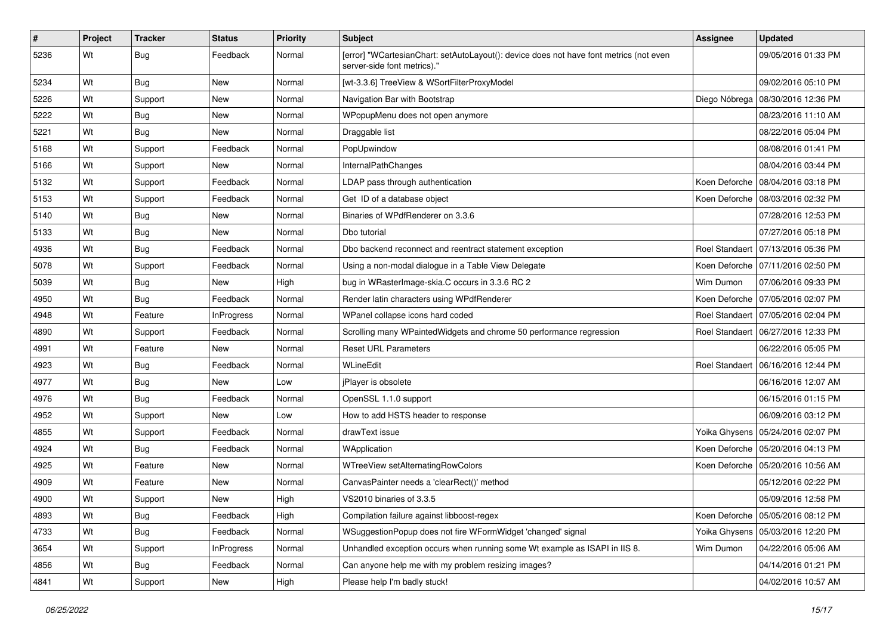| # | Project | Tracker | Status | Priority | Subject | Assignee | Updated |
|---|---|---|---|---|---|---|---|
| 5236 | Wt | Bug | Feedback | Normal | [error] "WCartesianChart: setAutoLayout(): device does not have font metrics (not even server-side font metrics)." | | 09/05/2016 01:33 PM |
| 5234 | Wt | Bug | New | Normal | [wt-3.3.6] TreeView & WSortFilterProxyModel | | 09/02/2016 05:10 PM |
| 5226 | Wt | Support | New | Normal | Navigation Bar with Bootstrap | Diego Nóbrega | 08/30/2016 12:36 PM |
| 5222 | Wt | Bug | New | Normal | WPopupMenu does not open anymore | | 08/23/2016 11:10 AM |
| 5221 | Wt | Bug | New | Normal | Draggable list | | 08/22/2016 05:04 PM |
| 5168 | Wt | Support | Feedback | Normal | PopUpwindow | | 08/08/2016 01:41 PM |
| 5166 | Wt | Support | New | Normal | InternalPathChanges | | 08/04/2016 03:44 PM |
| 5132 | Wt | Support | Feedback | Normal | LDAP pass through authentication | Koen Deforche | 08/04/2016 03:18 PM |
| 5153 | Wt | Support | Feedback | Normal | Get ID of a database object | Koen Deforche | 08/03/2016 02:32 PM |
| 5140 | Wt | Bug | New | Normal | Binaries of WPdfRenderer on 3.3.6 | | 07/28/2016 12:53 PM |
| 5133 | Wt | Bug | New | Normal | Dbo tutorial | | 07/27/2016 05:18 PM |
| 4936 | Wt | Bug | Feedback | Normal | Dbo backend reconnect and reentract statement exception | Roel Standaert | 07/13/2016 05:36 PM |
| 5078 | Wt | Support | Feedback | Normal | Using a non-modal dialogue in a Table View Delegate | Koen Deforche | 07/11/2016 02:50 PM |
| 5039 | Wt | Bug | New | High | bug in WRasterImage-skia.C occurs in 3.3.6 RC 2 | Wim Dumon | 07/06/2016 09:33 PM |
| 4950 | Wt | Bug | Feedback | Normal | Render latin characters using WPdfRenderer | Koen Deforche | 07/05/2016 02:07 PM |
| 4948 | Wt | Feature | InProgress | Normal | WPanel collapse icons hard coded | Roel Standaert | 07/05/2016 02:04 PM |
| 4890 | Wt | Support | Feedback | Normal | Scrolling many WPaintedWidgets and chrome 50 performance regression | Roel Standaert | 06/27/2016 12:33 PM |
| 4991 | Wt | Feature | New | Normal | Reset URL Parameters | | 06/22/2016 05:05 PM |
| 4923 | Wt | Bug | Feedback | Normal | WLineEdit | Roel Standaert | 06/16/2016 12:44 PM |
| 4977 | Wt | Bug | New | Low | jPlayer is obsolete | | 06/16/2016 12:07 AM |
| 4976 | Wt | Bug | Feedback | Normal | OpenSSL 1.1.0 support | | 06/15/2016 01:15 PM |
| 4952 | Wt | Support | New | Low | How to add HSTS header to response | | 06/09/2016 03:12 PM |
| 4855 | Wt | Support | Feedback | Normal | drawText issue | Yoika Ghysens | 05/24/2016 02:07 PM |
| 4924 | Wt | Bug | Feedback | Normal | WApplication | Koen Deforche | 05/20/2016 04:13 PM |
| 4925 | Wt | Feature | New | Normal | WTreeView setAlternatingRowColors | Koen Deforche | 05/20/2016 10:56 AM |
| 4909 | Wt | Feature | New | Normal | CanvasPainter needs a 'clearRect()' method | | 05/12/2016 02:22 PM |
| 4900 | Wt | Support | New | High | VS2010 binaries of 3.3.5 | | 05/09/2016 12:58 PM |
| 4893 | Wt | Bug | Feedback | High | Compilation failure against libboost-regex | Koen Deforche | 05/05/2016 08:12 PM |
| 4733 | Wt | Bug | Feedback | Normal | WSuggestionPopup does not fire WFormWidget 'changed' signal | Yoika Ghysens | 05/03/2016 12:20 PM |
| 3654 | Wt | Support | InProgress | Normal | Unhandled exception occurs when running some Wt example as ISAPI in IIS 8. | Wim Dumon | 04/22/2016 05:06 AM |
| 4856 | Wt | Bug | Feedback | Normal | Can anyone help me with my problem resizing images? | | 04/14/2016 01:21 PM |
| 4841 | Wt | Support | New | High | Please help I'm badly stuck! | | 04/02/2016 10:57 AM |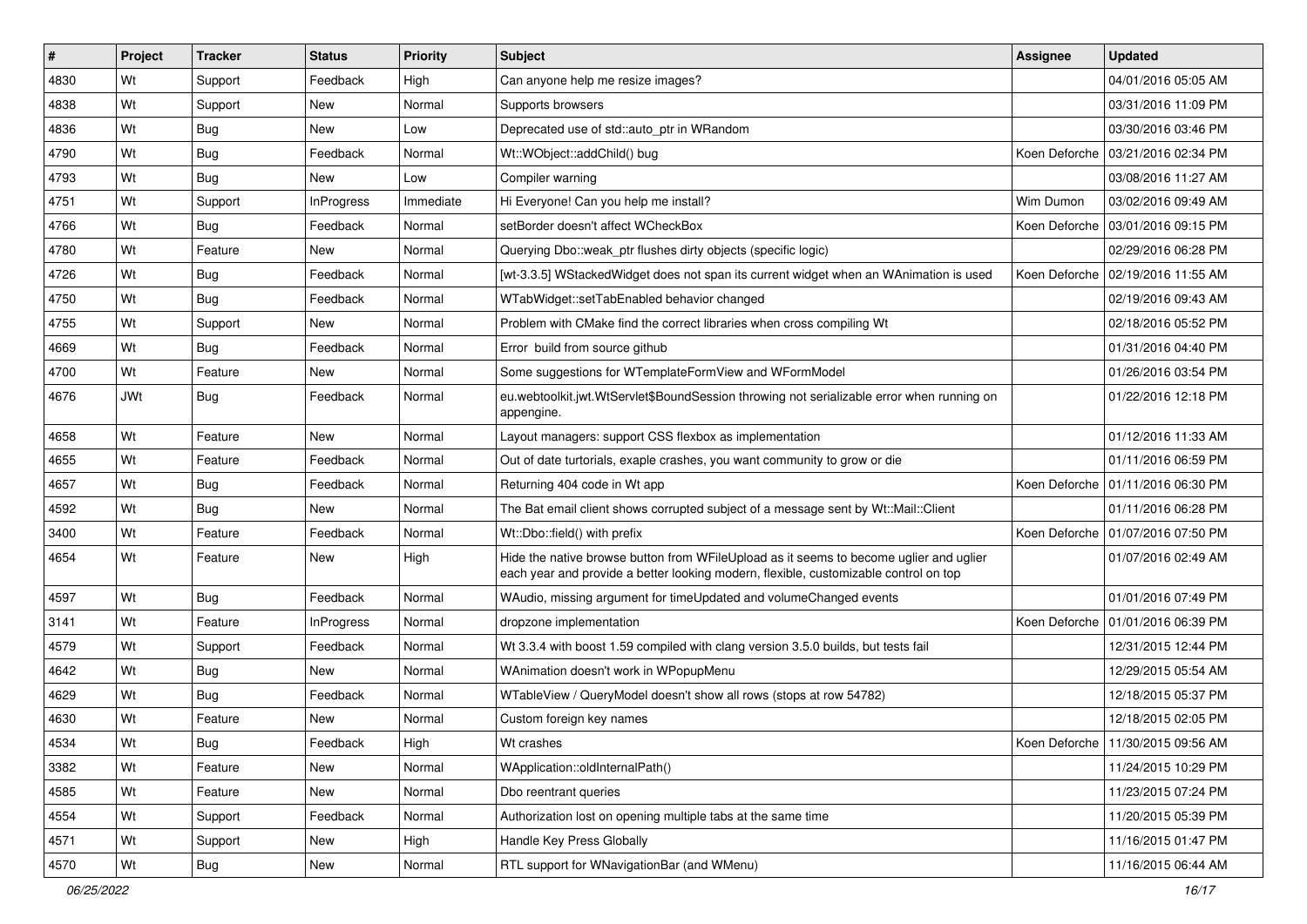| # | Project | Tracker | Status | Priority | Subject | Assignee | Updated |
|---|---|---|---|---|---|---|---|
| 4830 | Wt | Support | Feedback | High | Can anyone help me resize images? | | 04/01/2016 05:05 AM |
| 4838 | Wt | Support | New | Normal | Supports browsers | | 03/31/2016 11:09 PM |
| 4836 | Wt | Bug | New | Low | Deprecated use of std::auto_ptr in WRandom | | 03/30/2016 03:46 PM |
| 4790 | Wt | Bug | Feedback | Normal | Wt::WObject::addChild() bug | Koen Deforche | 03/21/2016 02:34 PM |
| 4793 | Wt | Bug | New | Low | Compiler warning | | 03/08/2016 11:27 AM |
| 4751 | Wt | Support | InProgress | Immediate | Hi Everyone! Can you help me install? | Wim Dumon | 03/02/2016 09:49 AM |
| 4766 | Wt | Bug | Feedback | Normal | setBorder doesn't affect WCheckBox | Koen Deforche | 03/01/2016 09:15 PM |
| 4780 | Wt | Feature | New | Normal | Querying Dbo::weak_ptr flushes dirty objects (specific logic) | | 02/29/2016 06:28 PM |
| 4726 | Wt | Bug | Feedback | Normal | [wt-3.3.5] WStackedWidget does not span its current widget when an WAnimation is used | Koen Deforche | 02/19/2016 11:55 AM |
| 4750 | Wt | Bug | Feedback | Normal | WTabWidget::setTabEnabled behavior changed | | 02/19/2016 09:43 AM |
| 4755 | Wt | Support | New | Normal | Problem with CMake find the correct libraries when cross compiling Wt | | 02/18/2016 05:52 PM |
| 4669 | Wt | Bug | Feedback | Normal | Error build from source github | | 01/31/2016 04:40 PM |
| 4700 | Wt | Feature | New | Normal | Some suggestions for WTemplateFormView and WFormModel | | 01/26/2016 03:54 PM |
| 4676 | JWt | Bug | Feedback | Normal | eu.webtoolkit.jwt.WtServlet$BoundSession throwing not serializable error when running on appengine. | | 01/22/2016 12:18 PM |
| 4658 | Wt | Feature | New | Normal | Layout managers: support CSS flexbox as implementation | | 01/12/2016 11:33 AM |
| 4655 | Wt | Feature | Feedback | Normal | Out of date turtorials, exaple crashes, you want community to grow or die | | 01/11/2016 06:59 PM |
| 4657 | Wt | Bug | Feedback | Normal | Returning 404 code in Wt app | Koen Deforche | 01/11/2016 06:30 PM |
| 4592 | Wt | Bug | New | Normal | The Bat email client shows corrupted subject of a message sent by Wt::Mail::Client | | 01/11/2016 06:28 PM |
| 3400 | Wt | Feature | Feedback | Normal | Wt::Dbo::field() with prefix | Koen Deforche | 01/07/2016 07:50 PM |
| 4654 | Wt | Feature | New | High | Hide the native browse button from WFileUpload as it seems to become uglier and uglier each year and provide a better looking modern, flexible, customizable control on top | | 01/07/2016 02:49 AM |
| 4597 | Wt | Bug | Feedback | Normal | WAudio, missing argument for timeUpdated and volumeChanged events | | 01/01/2016 07:49 PM |
| 3141 | Wt | Feature | InProgress | Normal | dropzone implementation | Koen Deforche | 01/01/2016 06:39 PM |
| 4579 | Wt | Support | Feedback | Normal | Wt 3.3.4 with boost 1.59 compiled with clang version 3.5.0 builds, but tests fail | | 12/31/2015 12:44 PM |
| 4642 | Wt | Bug | New | Normal | WAnimation doesn't work in WPopupMenu | | 12/29/2015 05:54 AM |
| 4629 | Wt | Bug | Feedback | Normal | WTableView / QueryModel doesn't show all rows (stops at row 54782) | | 12/18/2015 05:37 PM |
| 4630 | Wt | Feature | New | Normal | Custom foreign key names | | 12/18/2015 02:05 PM |
| 4534 | Wt | Bug | Feedback | High | Wt crashes | Koen Deforche | 11/30/2015 09:56 AM |
| 3382 | Wt | Feature | New | Normal | WApplication::oldInternalPath() | | 11/24/2015 10:29 PM |
| 4585 | Wt | Feature | New | Normal | Dbo reentrant queries | | 11/23/2015 07:24 PM |
| 4554 | Wt | Support | Feedback | Normal | Authorization lost on opening multiple tabs at the same time | | 11/20/2015 05:39 PM |
| 4571 | Wt | Support | New | High | Handle Key Press Globally | | 11/16/2015 01:47 PM |
| 4570 | Wt | Bug | New | Normal | RTL support for WNavigationBar (and WMenu) | | 11/16/2015 06:44 AM |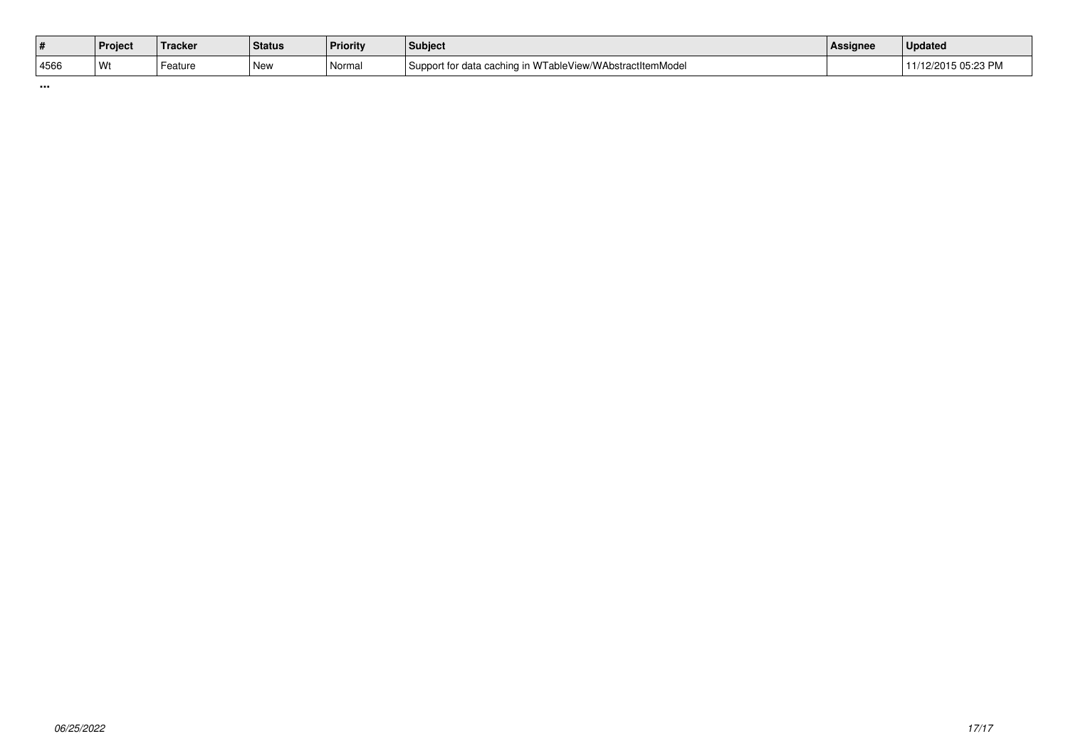| # | Project | Tracker | Status | Priority | Subject | Assignee | Updated |
|---|---|---|---|---|---|---|---|
| 4566 | Wt | Feature | New | Normal | Support for data caching in WTableView/WAbstractItemModel | | 11/12/2015 05:23 PM |

...